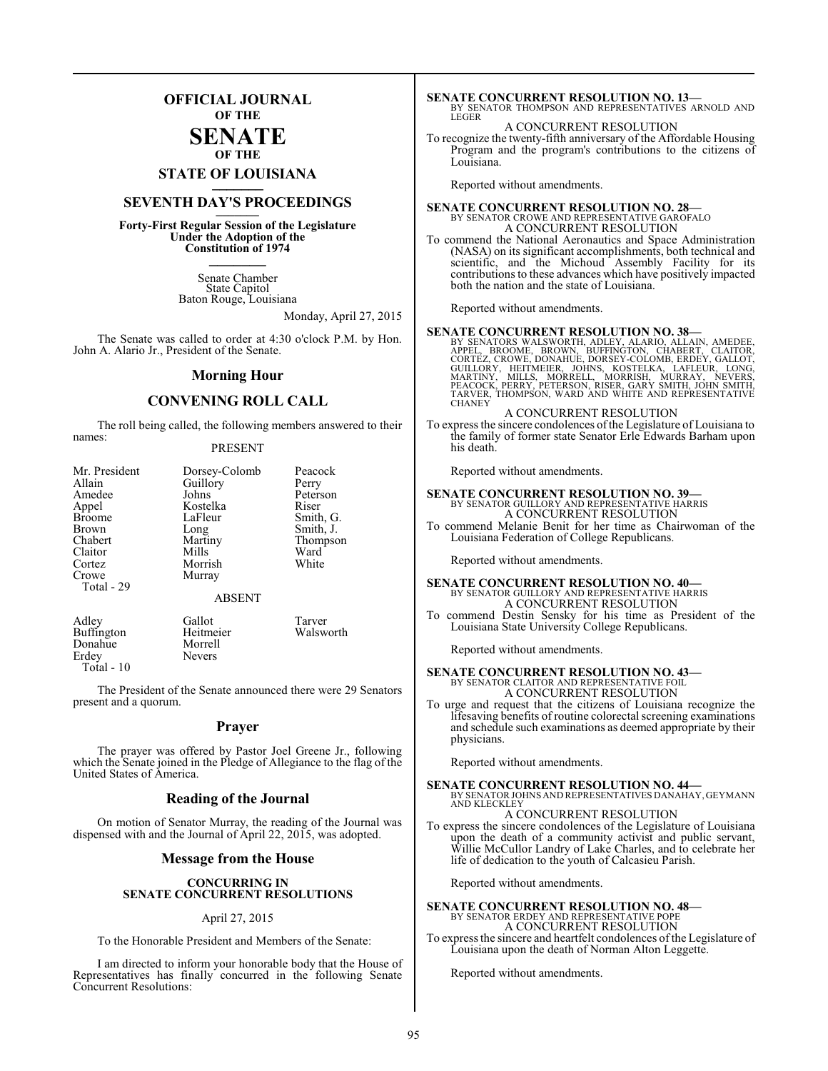# OFFICIAL JOURNAL
## OF THE
# SENATE
## OF THE
# STATE OF LOUISIANA

## SEVENTH DAY'S PROCEEDINGS

**Forty-First Regular Session of the Legislature Under the Adoption of the Constitution of 1974**

Senate Chamber
State Capitol
Baton Rouge, Louisiana

Monday, April 27, 2015

The Senate was called to order at 4:30 o'clock P.M. by Hon. John A. Alario Jr., President of the Senate.

## Morning Hour

## CONVENING ROLL CALL

The roll being called, the following members answered to their names:

PRESENT

| | | |
|---|---|---|
| Mr. President | Dorsey-Colomb | Peacock |
| Allain | Guillory | Perry |
| Amedee | Johns | Peterson |
| Appel | Kostelka | Riser |
| Broome | LaFleur | Smith, G. |
| Brown | Long | Smith, J. |
| Chabert | Martiny | Thompson |
| Claitor | Mills | Ward |
| Cortez | Morrish | White |
| Crowe | Murray | |
| Total - 29 | | |

ABSENT

| | | |
|---|---|---|
| Adley | Gallot | Tarver |
| Buffington | Heitmeier | Walsworth |
| Donahue | Morrell | |
| Erdey | Nevers | |
| Total - 10 | | |

The President of the Senate announced there were 29 Senators present and a quorum.

## Prayer

The prayer was offered by Pastor Joel Greene Jr., following which the Senate joined in the Pledge of Allegiance to the flag of the United States of America.

## Reading of the Journal

On motion of Senator Murray, the reading of the Journal was dispensed with and the Journal of April 22, 2015, was adopted.

## Message from the House

### CONCURRING IN SENATE CONCURRENT RESOLUTIONS

April 27, 2015

To the Honorable President and Members of the Senate:

I am directed to inform your honorable body that the House of Representatives has finally concurred in the following Senate Concurrent Resolutions:

**SENATE CONCURRENT RESOLUTION NO. 13—**
BY SENATOR THOMPSON AND REPRESENTATIVES ARNOLD AND LEGER
A CONCURRENT RESOLUTION
To recognize the twenty-fifth anniversary of the Affordable Housing Program and the program's contributions to the citizens of Louisiana.

Reported without amendments.

**SENATE CONCURRENT RESOLUTION NO. 28—**
BY SENATOR CROWE AND REPRESENTATIVE GAROFALO
A CONCURRENT RESOLUTION
To commend the National Aeronautics and Space Administration (NASA) on its significant accomplishments, both technical and scientific, and the Michoud Assembly Facility for its contributions to these advances which have positively impacted both the nation and the state of Louisiana.

Reported without amendments.

**SENATE CONCURRENT RESOLUTION NO. 38—**
BY SENATORS WALSWORTH, ADLEY, ALARIO, ALLAIN, AMEDEE, APPEL, BROOME, BROWN, BUFFINGTON, CHABERT, CLAITOR, CORTEZ, CROWE, DONAHUE, DORSEY-COLOMB, ERDEY, GALLOT, GUILLORY, HEITMEIER, JOHNS, KOSTELKA, LAFLEUR, LONG, MARTINY, MILLS, MORRELL, MORRISH, MURRAY, NEVERS, PEACOCK, PERRY, PETERSON, RISER, GARY SMITH, JOHN SMITH, TARVER, THOMPSON, WARD AND WHITE AND REPRESENTATIVE CHANEY
A CONCURRENT RESOLUTION
To express the sincere condolences of the Legislature of Louisiana to the family of former state Senator Erle Edwards Barham upon his death.

Reported without amendments.

**SENATE CONCURRENT RESOLUTION NO. 39—**
BY SENATOR GUILLORY AND REPRESENTATIVE HARRIS
A CONCURRENT RESOLUTION
To commend Melanie Benit for her time as Chairwoman of the Louisiana Federation of College Republicans.

Reported without amendments.

**SENATE CONCURRENT RESOLUTION NO. 40—**
BY SENATOR GUILLORY AND REPRESENTATIVE HARRIS
A CONCURRENT RESOLUTION
To commend Destin Sensky for his time as President of the Louisiana State University College Republicans.

Reported without amendments.

**SENATE CONCURRENT RESOLUTION NO. 43—**
BY SENATOR CLAITOR AND REPRESENTATIVE FOIL
A CONCURRENT RESOLUTION
To urge and request that the citizens of Louisiana recognize the lifesaving benefits of routine colorectal screening examinations and schedule such examinations as deemed appropriate by their physicians.

Reported without amendments.

**SENATE CONCURRENT RESOLUTION NO. 44—**
BY SENATOR JOHNS AND REPRESENTATIVES DANAHAY, GEYMANN AND KLECKLEY
A CONCURRENT RESOLUTION
To express the sincere condolences of the Legislature of Louisiana upon the death of a community activist and public servant, Willie McCullor Landry of Lake Charles, and to celebrate her life of dedication to the youth of Calcasieu Parish.

Reported without amendments.

**SENATE CONCURRENT RESOLUTION NO. 48—**
BY SENATOR ERDEY AND REPRESENTATIVE POPE
A CONCURRENT RESOLUTION
To express the sincere and heartfelt condolences of the Legislature of Louisiana upon the death of Norman Alton Leggette.

Reported without amendments.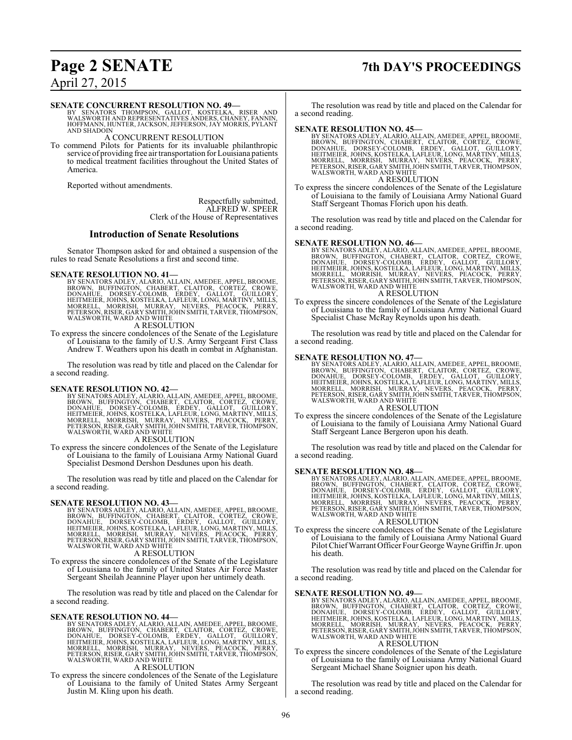**SENATE CONCURRENT RESOLUTION NO. 49—**

BY SENATORS THOMPSON, GALLOT, KOSTELKA, RISER AND WALSWORTH AND REPRESENTATIVES ANDERS, CHANEY, FANNIN, HOFFMANN, HUNTER, JACKSON, JEFFERSON, JAY MORRIS, PYLANT AND SHADOIN

A CONCURRENT RESOLUTION

To commend Pilots for Patients for its invaluable philanthropic service of providing free air transportation for Louisiana patients to medical treatment facilities throughout the United States of America.

Reported without amendments.

Respectfully submitted,
ALFRED W. SPEER
Clerk of the House of Representatives

## Introduction of Senate Resolutions

Senator Thompson asked for and obtained a suspension of the rules to read Senate Resolutions a first and second time.

**SENATE RESOLUTION NO. 41—**

BY SENATORS ADLEY, ALARIO, ALLAIN, AMEDEE, APPEL, BROOME, BROWN, BUFFINGTON, CHABERT, CLAITOR, CORTEZ, CROWE, DONAHUE, DORSEY-COLOMB, ERDEY, GALLOT, GUILLORY, HEITMEIER, JOHNS, KOSTELKA, LAFLEUR, LONG, MARTINY, MILLS, MORRELL, MORRISH, MURRAY, NEVERS, PEACOCK, PERRY, PETERSON, RISER, GARY SMITH, JOHN SMITH, TARVER, THOMPSON, WALSWORTH, WARD AND WHITE

A RESOLUTION

To express the sincere condolences of the Senate of the Legislature of Louisiana to the family of U.S. Army Sergeant First Class Andrew T. Weathers upon his death in combat in Afghanistan.

The resolution was read by title and placed on the Calendar for a second reading.

**SENATE RESOLUTION NO. 42—**

BY SENATORS ADLEY, ALARIO, ALLAIN, AMEDEE, APPEL, BROOME, BROWN, BUFFINGTON, CHABERT, CLAITOR, CORTEZ, CROWE, DONAHUE, DORSEY-COLOMB, ERDEY, GALLOT, GUILLORY, HEITMEIER, JOHNS, KOSTELKA, LAFLEUR, LONG, MARTINY, MILLS, MORRELL, MORRISH, MURRAY, NEVERS, PEACOCK, PERRY, PETERSON, RISER, GARY SMITH, JOHN SMITH, TARVER, THOMPSON, WALSWORTH, WARD AND WHITE

A RESOLUTION

To express the sincere condolences of the Senate of the Legislature of Louisiana to the family of Louisiana Army National Guard Specialist Desmond Dershon Desdunes upon his death.

The resolution was read by title and placed on the Calendar for a second reading.

**SENATE RESOLUTION NO. 43—**

BY SENATORS ADLEY, ALARIO, ALLAIN, AMEDEE, APPEL, BROOME, BROWN, BUFFINGTON, CHABERT, CLAITOR, CORTEZ, CROWE, DONAHUE, DORSEY-COLOMB, ERDEY, GALLOT, GUILLORY, HEITMEIER, JOHNS, KOSTELKA, LAFLEUR, LONG, MARTINY, MILLS, MORRELL, MORRISH, MURRAY, NEVERS, PEACOCK, PERRY, PETERSON, RISER, GARY SMITH, JOHN SMITH, TARVER, THOMPSON, WALSWORTH, WARD AND WHITE

A RESOLUTION

To express the sincere condolences of the Senate of the Legislature of Louisiana to the family of United States Air Force Master Sergeant Sheilah Jeannine Player upon her untimely death.

The resolution was read by title and placed on the Calendar for a second reading.

**SENATE RESOLUTION NO. 44—**

BY SENATORS ADLEY, ALARIO, ALLAIN, AMEDEE, APPEL, BROOME, BROWN, BUFFINGTON, CHABERT, CLAITOR, CORTEZ, CROWE, DONAHUE, DORSEY-COLOMB, ERDEY, GALLOT, GUILLORY, HEITMEIER, JOHNS, KOSTELKA, LAFLEUR, LONG, MARTINY, MILLS, MORRELL, MORRISH, MURRAY, NEVERS, PEACOCK, PERRY, PETERSON, RISER, GARY SMITH, JOHN SMITH, TARVER, THOMPSON, WALSWORTH, WARD AND WHITE

A RESOLUTION

To express the sincere condolences of the Senate of the Legislature of Louisiana to the family of United States Army Sergeant Justin M. Kling upon his death.

The resolution was read by title and placed on the Calendar for a second reading.

**SENATE RESOLUTION NO. 45—**

BY SENATORS ADLEY, ALARIO, ALLAIN, AMEDEE, APPEL, BROOME, BROWN, BUFFINGTON, CHABERT, CLAITOR, CORTEZ, CROWE, DONAHUE, DORSEY-COLOMB, ERDEY, GALLOT, GUILLORY, HEITMEIER, JOHNS, KOSTELKA, LAFLEUR, LONG, MARTINY, MILLS, MORRELL, MORRISH, MURRAY, NEVERS, PEACOCK, PERRY, PETERSON, RISER, GARY SMITH, JOHN SMITH, TARVER, THOMPSON, WALSWORTH, WARD AND WHITE

A RESOLUTION

To express the sincere condolences of the Senate of the Legislature of Louisiana to the family of Louisiana Army National Guard Staff Sergeant Thomas Florich upon his death.

The resolution was read by title and placed on the Calendar for a second reading.

**SENATE RESOLUTION NO. 46—**

BY SENATORS ADLEY, ALARIO, ALLAIN, AMEDEE, APPEL, BROOME, BROWN, BUFFINGTON, CHABERT, CLAITOR, CORTEZ, CROWE, DONAHUE, DORSEY-COLOMB, ERDEY, GALLOT, GUILLORY, HEITMEIER, JOHNS, KOSTELKA, LAFLEUR, LONG, MARTINY, MILLS, MORRELL, MORRISH, MURRAY, NEVERS, PEACOCK, PERRY, PETERSON, RISER, GARY SMITH, JOHN SMITH, TARVER, THOMPSON, WALSWORTH, WARD AND WHITE

A RESOLUTION

To express the sincere condolences of the Senate of the Legislature of Louisiana to the family of Louisiana Army National Guard Specialist Chase McRay Reynolds upon his death.

The resolution was read by title and placed on the Calendar for a second reading.

**SENATE RESOLUTION NO. 47—**

BY SENATORS ADLEY, ALARIO, ALLAIN, AMEDEE, APPEL, BROOME, BROWN, BUFFINGTON, CHABERT, CLAITOR, CORTEZ, CROWE, DONAHUE, DORSEY-COLOMB, ERDEY, GALLOT, GUILLORY, HEITMEIER, JOHNS, KOSTELKA, LAFLEUR, LONG, MARTINY, MILLS, MORRELL, MORRISH, MURRAY, NEVERS, PEACOCK, PERRY, PETERSON, RISER, GARY SMITH, JOHN SMITH, TARVER, THOMPSON, WALSWORTH, WARD AND WHITE

A RESOLUTION

To express the sincere condolences of the Senate of the Legislature of Louisiana to the family of Louisiana Army National Guard Staff Sergeant Lance Bergeron upon his death.

The resolution was read by title and placed on the Calendar for a second reading.

**SENATE RESOLUTION NO. 48—**

BY SENATORS ADLEY, ALARIO, ALLAIN, AMEDEE, APPEL, BROOME, BROWN, BUFFINGTON, CHABERT, CLAITOR, CORTEZ, CROWE, DONAHUE, DORSEY-COLOMB, ERDEY, GALLOT, GUILLORY, HEITMEIER, JOHNS, KOSTELKA, LAFLEUR, LONG, MARTINY, MILLS, MORRELL, MORRISH, MURRAY, NEVERS, PEACOCK, PERRY, PETERSON, RISER, GARY SMITH, JOHN SMITH, TARVER, THOMPSON, WALSWORTH, WARD AND WHITE

A RESOLUTION

To express the sincere condolences of the Senate of the Legislature of Louisiana to the family of Louisiana Army National Guard Pilot Chief Warrant Officer Four George Wayne Griffin Jr. upon his death.

The resolution was read by title and placed on the Calendar for a second reading.

**SENATE RESOLUTION NO. 49—**

BY SENATORS ADLEY, ALARIO, ALLAIN, AMEDEE, APPEL, BROOME, BROWN, BUFFINGTON, CHABERT, CLAITOR, CORTEZ, CROWE, DONAHUE, DORSEY-COLOMB, ERDEY, GALLOT, GUILLORY, HEITMEIER, JOHNS, KOSTELKA, LAFLEUR, LONG, MARTINY, MILLS, MORRELL, MORRISH, MURRAY, NEVERS, PEACOCK, PERRY, PETERSON, RISER, GARY SMITH, JOHN SMITH, TARVER, THOMPSON, WALSWORTH, WARD AND WHITE

A RESOLUTION

To express the sincere condolences of the Senate of the Legislature of Louisiana to the family of Louisiana Army National Guard Sergeant Michael Shane Soignier upon his death.

The resolution was read by title and placed on the Calendar for a second reading.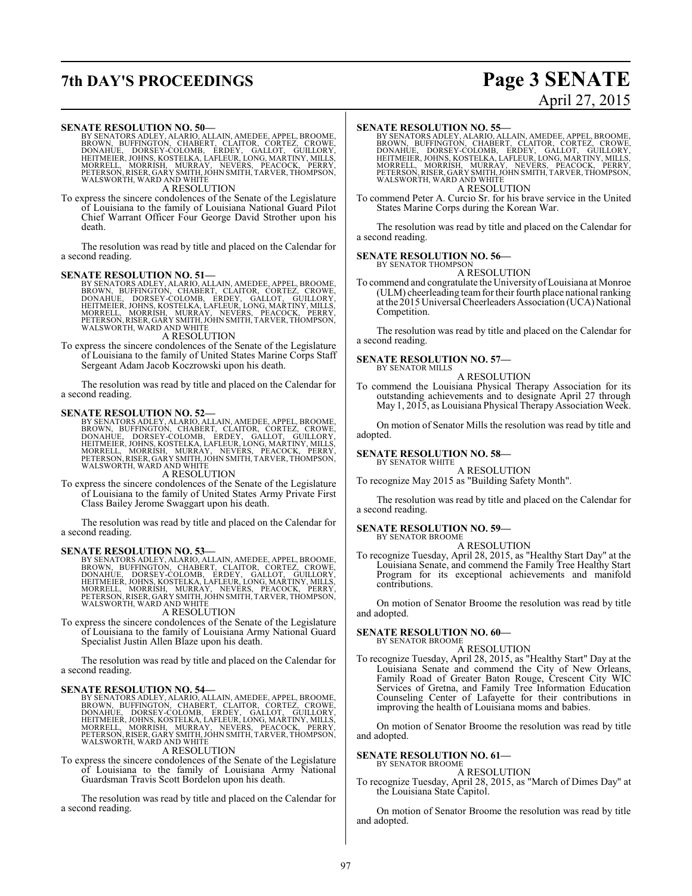**SENATE RESOLUTION NO. 50—**
BY SENATORS ADLEY, ALARIO, ALLAIN, AMEDEE, APPEL, BROOME, BROWN, BUFFINGTON, CHABERT, CLAITOR, CORTEZ, CROWE, DONAHUE, DORSEY-COLOMB, ERDEY, GALLOT, GUILLORY, HEITMEIER, JOHNS, KOSTELKA, LAFLEUR, LONG, MARTINY, MILLS, MORRELL, MORRISH, MURRAY, NEVERS, PEACOCK, PERRY, PETERSON, RISER, GARY SMITH, JOHN SMITH, TARVER, THOMPSON, WALSWORTH, WARD AND WHITE

A RESOLUTION

To express the sincere condolences of the Senate of the Legislature of Louisiana to the family of Louisiana National Guard Pilot Chief Warrant Officer Four George David Strother upon his death.

The resolution was read by title and placed on the Calendar for a second reading.

**SENATE RESOLUTION NO. 51—**
BY SENATORS ADLEY, ALARIO, ALLAIN, AMEDEE, APPEL, BROOME, BROWN, BUFFINGTON, CHABERT, CLAITOR, CORTEZ, CROWE, DONAHUE, DORSEY-COLOMB, ERDEY, GALLOT, GUILLORY, HEITMEIER, JOHNS, KOSTELKA, LAFLEUR, LONG, MARTINY, MILLS, MORRELL, MORRISH, MURRAY, NEVERS, PEACOCK, PERRY, PETERSON, RISER, GARY SMITH, JOHN SMITH, TARVER, THOMPSON, WALSWORTH, WARD AND WHITE

A RESOLUTION

To express the sincere condolences of the Senate of the Legislature of Louisiana to the family of United States Marine Corps Staff Sergeant Adam Jacob Koczrowski upon his death.

The resolution was read by title and placed on the Calendar for a second reading.

**SENATE RESOLUTION NO. 52—**
BY SENATORS ADLEY, ALARIO, ALLAIN, AMEDEE, APPEL, BROOME, BROWN, BUFFINGTON, CHABERT, CLAITOR, CORTEZ, CROWE, DONAHUE, DORSEY-COLOMB, ERDEY, GALLOT, GUILLORY, HEITMEIER, JOHNS, KOSTELKA, LAFLEUR, LONG, MARTINY, MILLS, MORRELL, MORRISH, MURRAY, NEVERS, PEACOCK, PERRY, PETERSON, RISER, GARY SMITH, JOHN SMITH, TARVER, THOMPSON, WALSWORTH, WARD AND WHITE

A RESOLUTION

To express the sincere condolences of the Senate of the Legislature of Louisiana to the family of United States Army Private First Class Bailey Jerome Swaggart upon his death.

The resolution was read by title and placed on the Calendar for a second reading.

**SENATE RESOLUTION NO. 53—**
BY SENATORS ADLEY, ALARIO, ALLAIN, AMEDEE, APPEL, BROOME, BROWN, BUFFINGTON, CHABERT, CLAITOR, CORTEZ, CROWE, DONAHUE, DORSEY-COLOMB, ERDEY, GALLOT, GUILLORY, HEITMEIER, JOHNS, KOSTELKA, LAFLEUR, LONG, MARTINY, MILLS, MORRELL, MORRISH, MURRAY, NEVERS, PEACOCK, PERRY, PETERSON, RISER, GARY SMITH, JOHN SMITH, TARVER, THOMPSON, WALSWORTH, WARD AND WHITE

A RESOLUTION

To express the sincere condolences of the Senate of the Legislature of Louisiana to the family of Louisiana Army National Guard Specialist Justin Allen Blaze upon his death.

The resolution was read by title and placed on the Calendar for a second reading.

**SENATE RESOLUTION NO. 54—**
BY SENATORS ADLEY, ALARIO, ALLAIN, AMEDEE, APPEL, BROOME, BROWN, BUFFINGTON, CHABERT, CLAITOR, CORTEZ, CROWE, DONAHUE, DORSEY-COLOMB, ERDEY, GALLOT, GUILLORY, HEITMEIER, JOHNS, KOSTELKA, LAFLEUR, LONG, MARTINY, MILLS, MORRELL, MORRISH, MURRAY, NEVERS, PEACOCK, PERRY, PETERSON, RISER, GARY SMITH, JOHN SMITH, TARVER, THOMPSON, WALSWORTH, WARD AND WHITE

A RESOLUTION

To express the sincere condolences of the Senate of the Legislature of Louisiana to the family of Louisiana Army National Guardsman Travis Scott Bordelon upon his death.

The resolution was read by title and placed on the Calendar for a second reading.

**SENATE RESOLUTION NO. 55—**
BY SENATORS ADLEY, ALARIO, ALLAIN, AMEDEE, APPEL, BROOME, BROWN, BUFFINGTON, CHABERT, CLAITOR, CORTEZ, CROWE, DONAHUE, DORSEY-COLOMB, ERDEY, GALLOT, GUILLORY, HEITMEIER, JOHNS, KOSTELKA, LAFLEUR, LONG, MARTINY, MILLS, MORRELL, MORRISH, MURRAY, NEVERS, PEACOCK, PERRY, PETERSON, RISER, GARY SMITH, JOHN SMITH, TARVER, THOMPSON, WALSWORTH, WARD AND WHITE

A RESOLUTION

To commend Peter A. Curcio Sr. for his brave service in the United States Marine Corps during the Korean War.

The resolution was read by title and placed on the Calendar for a second reading.

**SENATE RESOLUTION NO. 56—**
BY SENATOR THOMPSON

A RESOLUTION

To commend and congratulate the University of Louisiana at Monroe (ULM) cheerleading team for their fourth place national ranking at the 2015 Universal Cheerleaders Association (UCA) National Competition.

The resolution was read by title and placed on the Calendar for a second reading.

**SENATE RESOLUTION NO. 57—**
BY SENATOR MILLS

A RESOLUTION

To commend the Louisiana Physical Therapy Association for its outstanding achievements and to designate April 27 through May 1, 2015, as Louisiana Physical Therapy Association Week.

On motion of Senator Mills the resolution was read by title and adopted.

**SENATE RESOLUTION NO. 58—**
BY SENATOR WHITE

A RESOLUTION

To recognize May 2015 as "Building Safety Month".

The resolution was read by title and placed on the Calendar for a second reading.

**SENATE RESOLUTION NO. 59—**
BY SENATOR BROOME

A RESOLUTION

To recognize Tuesday, April 28, 2015, as "Healthy Start Day" at the Louisiana Senate, and commend the Family Tree Healthy Start Program for its exceptional achievements and manifold contributions.

On motion of Senator Broome the resolution was read by title and adopted.

**SENATE RESOLUTION NO. 60—**
BY SENATOR BROOME

A RESOLUTION

To recognize Tuesday, April 28, 2015, as "Healthy Start" Day at the Louisiana Senate and commend the City of New Orleans, Family Road of Greater Baton Rouge, Crescent City WIC Services of Gretna, and Family Tree Information Education Counseling Center of Lafayette for their contributions in improving the health of Louisiana moms and babies.

On motion of Senator Broome the resolution was read by title and adopted.

**SENATE RESOLUTION NO. 61—**
BY SENATOR BROOME

A RESOLUTION

To recognize Tuesday, April 28, 2015, as "March of Dimes Day" at the Louisiana State Capitol.

On motion of Senator Broome the resolution was read by title and adopted.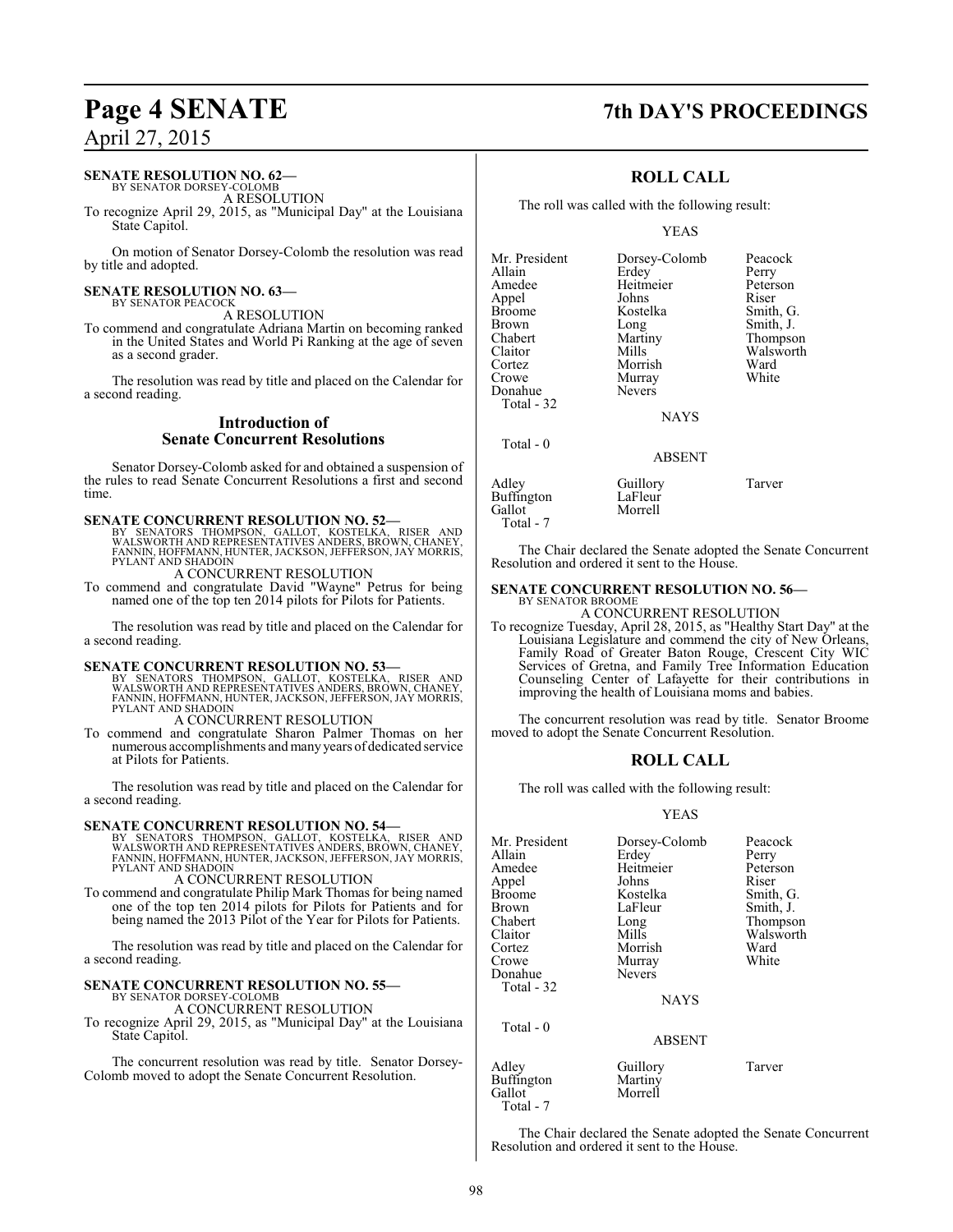**SENATE RESOLUTION NO. 62—**
BY SENATOR DORSEY-COLOMB

A RESOLUTION

To recognize April 29, 2015, as "Municipal Day" at the Louisiana State Capitol.

On motion of Senator Dorsey-Colomb the resolution was read by title and adopted.

**SENATE RESOLUTION NO. 63—**
BY SENATOR PEACOCK

A RESOLUTION

To commend and congratulate Adriana Martin on becoming ranked in the United States and World Pi Ranking at the age of seven as a second grader.

The resolution was read by title and placed on the Calendar for a second reading.

## Introduction of Senate Concurrent Resolutions

Senator Dorsey-Colomb asked for and obtained a suspension of the rules to read Senate Concurrent Resolutions a first and second time.

**SENATE CONCURRENT RESOLUTION NO. 52—**
BY SENATORS THOMPSON, GALLOT, KOSTELKA, RISER AND WALSWORTH AND REPRESENTATIVES ANDERS, BROWN, CHANEY, FANNIN, HOFFMANN, HUNTER, JACKSON, JEFFERSON, JAY MORRIS, PYLANT AND SHADOIN

A CONCURRENT RESOLUTION

To commend and congratulate David "Wayne" Petrus for being named one of the top ten 2014 pilots for Pilots for Patients.

The resolution was read by title and placed on the Calendar for a second reading.

**SENATE CONCURRENT RESOLUTION NO. 53—**
BY SENATORS THOMPSON, GALLOT, KOSTELKA, RISER AND WALSWORTH AND REPRESENTATIVES ANDERS, BROWN, CHANEY, FANNIN, HOFFMANN, HUNTER, JACKSON, JEFFERSON, JAY MORRIS, PYLANT AND SHADOIN

A CONCURRENT RESOLUTION

To commend and congratulate Sharon Palmer Thomas on her numerous accomplishments and many years of dedicated service at Pilots for Patients.

The resolution was read by title and placed on the Calendar for a second reading.

**SENATE CONCURRENT RESOLUTION NO. 54—**
BY SENATORS THOMPSON, GALLOT, KOSTELKA, RISER AND WALSWORTH AND REPRESENTATIVES ANDERS, BROWN, CHANEY, FANNIN, HOFFMANN, HUNTER, JACKSON, JEFFERSON, JAY MORRIS, PYLANT AND SHADOIN

A CONCURRENT RESOLUTION

To commend and congratulate Philip Mark Thomas for being named one of the top ten 2014 pilots for Pilots for Patients and for being named the 2013 Pilot of the Year for Pilots for Patients.

The resolution was read by title and placed on the Calendar for a second reading.

**SENATE CONCURRENT RESOLUTION NO. 55—**
BY SENATOR DORSEY-COLOMB

A CONCURRENT RESOLUTION

To recognize April 29, 2015, as "Municipal Day" at the Louisiana State Capitol.

The concurrent resolution was read by title. Senator Dorsey-Colomb moved to adopt the Senate Concurrent Resolution.

## ROLL CALL

The roll was called with the following result:

YEAS

| | | |
|---|---|---|
| Mr. President | Dorsey-Colomb | Peacock |
| Allain | Erdey | Perry |
| Amedee | Heitmeier | Peterson |
| Appel | Johns | Riser |
| Broome | Kostelka | Smith, G. |
| Brown | Long | Smith, J. |
| Chabert | Martiny | Thompson |
| Claitor | Mills | Walsworth |
| Cortez | Morrish | Ward |
| Crowe | Murray | White |
| Donahue | Nevers | |

Total - 32

NAYS

Total - 0

ABSENT

| | | |
|---|---|---|
| Adley | Guillory | Tarver |
| Buffington | LaFleur | |
| Gallot | Morrell | |

Total - 7

The Chair declared the Senate adopted the Senate Concurrent Resolution and ordered it sent to the House.

**SENATE CONCURRENT RESOLUTION NO. 56—**
BY SENATOR BROOME

A CONCURRENT RESOLUTION

To recognize Tuesday, April 28, 2015, as "Healthy Start Day" at the Louisiana Legislature and commend the city of New Orleans, Family Road of Greater Baton Rouge, Crescent City WIC Services of Gretna, and Family Tree Information Education Counseling Center of Lafayette for their contributions in improving the health of Louisiana moms and babies.

The concurrent resolution was read by title. Senator Broome moved to adopt the Senate Concurrent Resolution.

## ROLL CALL

The roll was called with the following result:

YEAS

| | | |
|---|---|---|
| Mr. President | Dorsey-Colomb | Peacock |
| Allain | Erdey | Perry |
| Amedee | Heitmeier | Peterson |
| Appel | Johns | Riser |
| Broome | Kostelka | Smith, G. |
| Brown | LaFleur | Smith, J. |
| Chabert | Long | Thompson |
| Claitor | Mills | Walsworth |
| Cortez | Morrish | Ward |
| Crowe | Murray | White |
| Donahue | Nevers | |

Total - 32

NAYS

Total - 0

ABSENT

| | | |
|---|---|---|
| Adley | Guillory | Tarver |
| Buffington | Martiny | |
| Gallot | Morrell | |

Total - 7

The Chair declared the Senate adopted the Senate Concurrent Resolution and ordered it sent to the House.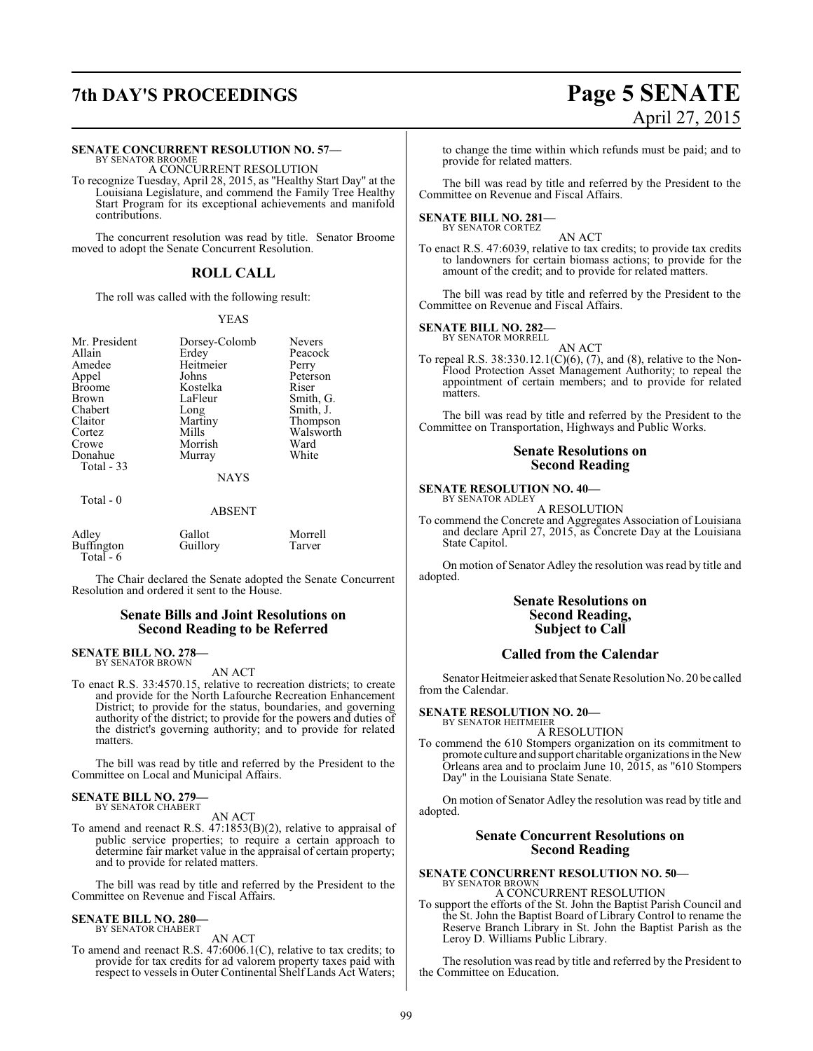**SENATE CONCURRENT RESOLUTION NO. 57—**
BY SENATOR BROOME

A CONCURRENT RESOLUTION

To recognize Tuesday, April 28, 2015, as "Healthy Start Day" at the Louisiana Legislature, and commend the Family Tree Healthy Start Program for its exceptional achievements and manifold contributions.

The concurrent resolution was read by title. Senator Broome moved to adopt the Senate Concurrent Resolution.

## ROLL CALL

The roll was called with the following result:

YEAS

| | | |
|---|---|---|
| Mr. President | Dorsey-Colomb | Nevers |
| Allain | Erdey | Peacock |
| Amedee | Heitmeier | Perry |
| Appel | Johns | Peterson |
| Broome | Kostelka | Riser |
| Brown | LaFleur | Smith, G. |
| Chabert | Long | Smith, J. |
| Claitor | Martiny | Thompson |
| Cortez | Mills | Walsworth |
| Crowe | Morrish | Ward |
| Donahue | Murray | White |

Total - 33

NAYS

Total - 0

ABSENT

| | | |
|---|---|---|
| Adley | Gallot | Morrell |
| Buffington | Guillory | Tarver |

Total - 6

The Chair declared the Senate adopted the Senate Concurrent Resolution and ordered it sent to the House.

## Senate Bills and Joint Resolutions on Second Reading to be Referred

**SENATE BILL NO. 278—**
BY SENATOR BROWN

AN ACT

To enact R.S. 33:4570.15, relative to recreation districts; to create and provide for the North Lafourche Recreation Enhancement District; to provide for the status, boundaries, and governing authority of the district; to provide for the powers and duties of the district's governing authority; and to provide for related matters.

The bill was read by title and referred by the President to the Committee on Local and Municipal Affairs.

**SENATE BILL NO. 279—**
BY SENATOR CHABERT

AN ACT

To amend and reenact R.S. 47:1853(B)(2), relative to appraisal of public service properties; to require a certain approach to determine fair market value in the appraisal of certain property; and to provide for related matters.

The bill was read by title and referred by the President to the Committee on Revenue and Fiscal Affairs.

**SENATE BILL NO. 280—**
BY SENATOR CHABERT

AN ACT

To amend and reenact R.S. 47:6006.1(C), relative to tax credits; to provide for tax credits for ad valorem property taxes paid with respect to vessels in Outer Continental Shelf Lands Act Waters; to change the time within which refunds must be paid; and to provide for related matters.

The bill was read by title and referred by the President to the Committee on Revenue and Fiscal Affairs.

**SENATE BILL NO. 281—**
BY SENATOR CORTEZ

AN ACT

To enact R.S. 47:6039, relative to tax credits; to provide tax credits to landowners for certain biomass actions; to provide for the amount of the credit; and to provide for related matters.

The bill was read by title and referred by the President to the Committee on Revenue and Fiscal Affairs.

**SENATE BILL NO. 282—**
BY SENATOR MORRELL

AN ACT

To repeal R.S. 38:330.12.1(C)(6), (7), and (8), relative to the Non-Flood Protection Asset Management Authority; to repeal the appointment of certain members; and to provide for related matters.

The bill was read by title and referred by the President to the Committee on Transportation, Highways and Public Works.

## Senate Resolutions on Second Reading

**SENATE RESOLUTION NO. 40—**
BY SENATOR ADLEY

A RESOLUTION

To commend the Concrete and Aggregates Association of Louisiana and declare April 27, 2015, as Concrete Day at the Louisiana State Capitol.

On motion of Senator Adley the resolution was read by title and adopted.

## Senate Resolutions on Second Reading, Subject to Call

## Called from the Calendar

Senator Heitmeier asked that Senate Resolution No. 20 be called from the Calendar.

**SENATE RESOLUTION NO. 20—**
BY SENATOR HEITMEIER

A RESOLUTION

To commend the 610 Stompers organization on its commitment to promote culture and support charitable organizations in the New Orleans area and to proclaim June 10, 2015, as "610 Stompers Day" in the Louisiana State Senate.

On motion of Senator Adley the resolution was read by title and adopted.

## Senate Concurrent Resolutions on Second Reading

**SENATE CONCURRENT RESOLUTION NO. 50—**
BY SENATOR BROWN

A CONCURRENT RESOLUTION

To support the efforts of the St. John the Baptist Parish Council and the St. John the Baptist Board of Library Control to rename the Reserve Branch Library in St. John the Baptist Parish as the Leroy D. Williams Public Library.

The resolution was read by title and referred by the President to the Committee on Education.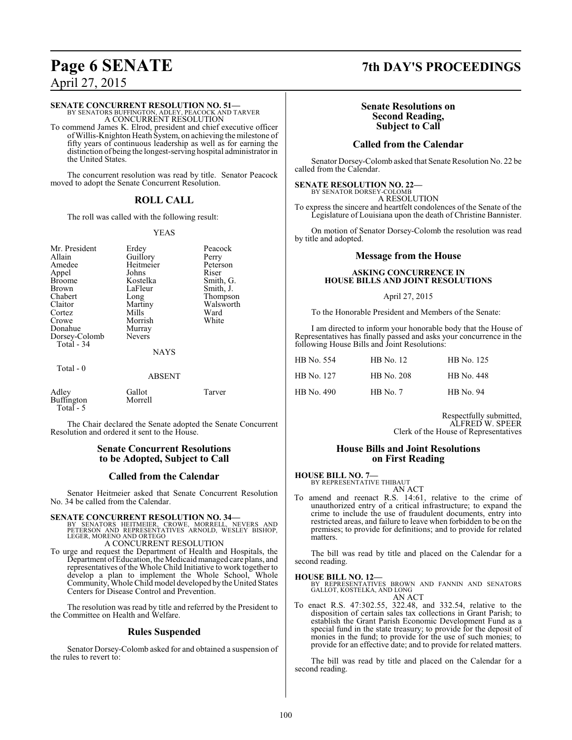**SENATE CONCURRENT RESOLUTION NO. 51—**
BY SENATORS BUFFINGTON, ADLEY, PEACOCK AND TARVER
A CONCURRENT RESOLUTION

To commend James K. Elrod, president and chief executive officer of Willis-Knighton Heath System, on achieving the milestone of fifty years of continuous leadership as well as for earning the distinction of being the longest-serving hospital administrator in the United States.

The concurrent resolution was read by title. Senator Peacock moved to adopt the Senate Concurrent Resolution.

## ROLL CALL

The roll was called with the following result:

YEAS

| | | |
|---|---|---|
| Mr. President | Erdey | Peacock |
| Allain | Guillory | Perry |
| Amedee | Heitmeier | Peterson |
| Appel | Johns | Riser |
| Broome | Kostelka | Smith, G. |
| Brown | LaFleur | Smith, J. |
| Chabert | Long | Thompson |
| Claitor | Martiny | Walsworth |
| Cortez | Mills | Ward |
| Crowe | Morrish | White |
| Donahue | Murray | |
| Dorsey-Colomb | Nevers | |

Total - 34

NAYS

Total - 0

ABSENT

| | | |
|---|---|---|
| Adley | Gallot | Tarver |
| Buffington | Morrell | |

Total - 5

The Chair declared the Senate adopted the Senate Concurrent Resolution and ordered it sent to the House.

## Senate Concurrent Resolutions to be Adopted, Subject to Call

## Called from the Calendar

Senator Heitmeier asked that Senate Concurrent Resolution No. 34 be called from the Calendar.

**SENATE CONCURRENT RESOLUTION NO. 34—**
BY SENATORS HEITMEIER, CROWE, MORRELL, NEVERS AND PETERSON AND REPRESENTATIVES ARNOLD, WESLEY BISHOP, LEGER, MORENO AND ORTEGO
A CONCURRENT RESOLUTION

To urge and request the Department of Health and Hospitals, the Department of Education, the Medicaid managed care plans, and representatives of the Whole Child Initiative to work together to develop a plan to implement the Whole School, Whole Community, Whole Child model developed by the United States Centers for Disease Control and Prevention.

The resolution was read by title and referred by the President to the Committee on Health and Welfare.

## Rules Suspended

Senator Dorsey-Colomb asked for and obtained a suspension of the rules to revert to:

## Senate Resolutions on Second Reading, Subject to Call

## Called from the Calendar

Senator Dorsey-Colomb asked that Senate Resolution No. 22 be called from the Calendar.

**SENATE RESOLUTION NO. 22—**
BY SENATOR DORSEY-COLOMB
A RESOLUTION

To express the sincere and heartfelt condolences of the Senate of the Legislature of Louisiana upon the death of Christine Bannister.

On motion of Senator Dorsey-Colomb the resolution was read by title and adopted.

## Message from the House

**ASKING CONCURRENCE IN HOUSE BILLS AND JOINT RESOLUTIONS**

April 27, 2015

To the Honorable President and Members of the Senate:

I am directed to inform your honorable body that the House of Representatives has finally passed and asks your concurrence in the following House Bills and Joint Resolutions:

| | | |
|---|---|---|
| HB No. 554 | HB No. 12 | HB No. 125 |
| HB No. 127 | HB No. 208 | HB No. 448 |
| HB No. 490 | HB No. 7 | HB No. 94 |

Respectfully submitted,
ALFRED W. SPEER
Clerk of the House of Representatives

## House Bills and Joint Resolutions on First Reading

**HOUSE BILL NO. 7—**
BY REPRESENTATIVE THIBAUT
AN ACT

To amend and reenact R.S. 14:61, relative to the crime of unauthorized entry of a critical infrastructure; to expand the crime to include the use of fraudulent documents, entry into restricted areas, and failure to leave when forbidden to be on the premises; to provide for definitions; and to provide for related matters.

The bill was read by title and placed on the Calendar for a second reading.

**HOUSE BILL NO. 12—**
BY REPRESENTATIVES BROWN AND FANNIN AND SENATORS GALLOT, KOSTELKA, AND LONG
AN ACT

To enact R.S. 47:302.55, 322.48, and 332.54, relative to the disposition of certain sales tax collections in Grant Parish; to establish the Grant Parish Economic Development Fund as a special fund in the state treasury; to provide for the deposit of monies in the fund; to provide for the use of such monies; to provide for an effective date; and to provide for related matters.

The bill was read by title and placed on the Calendar for a second reading.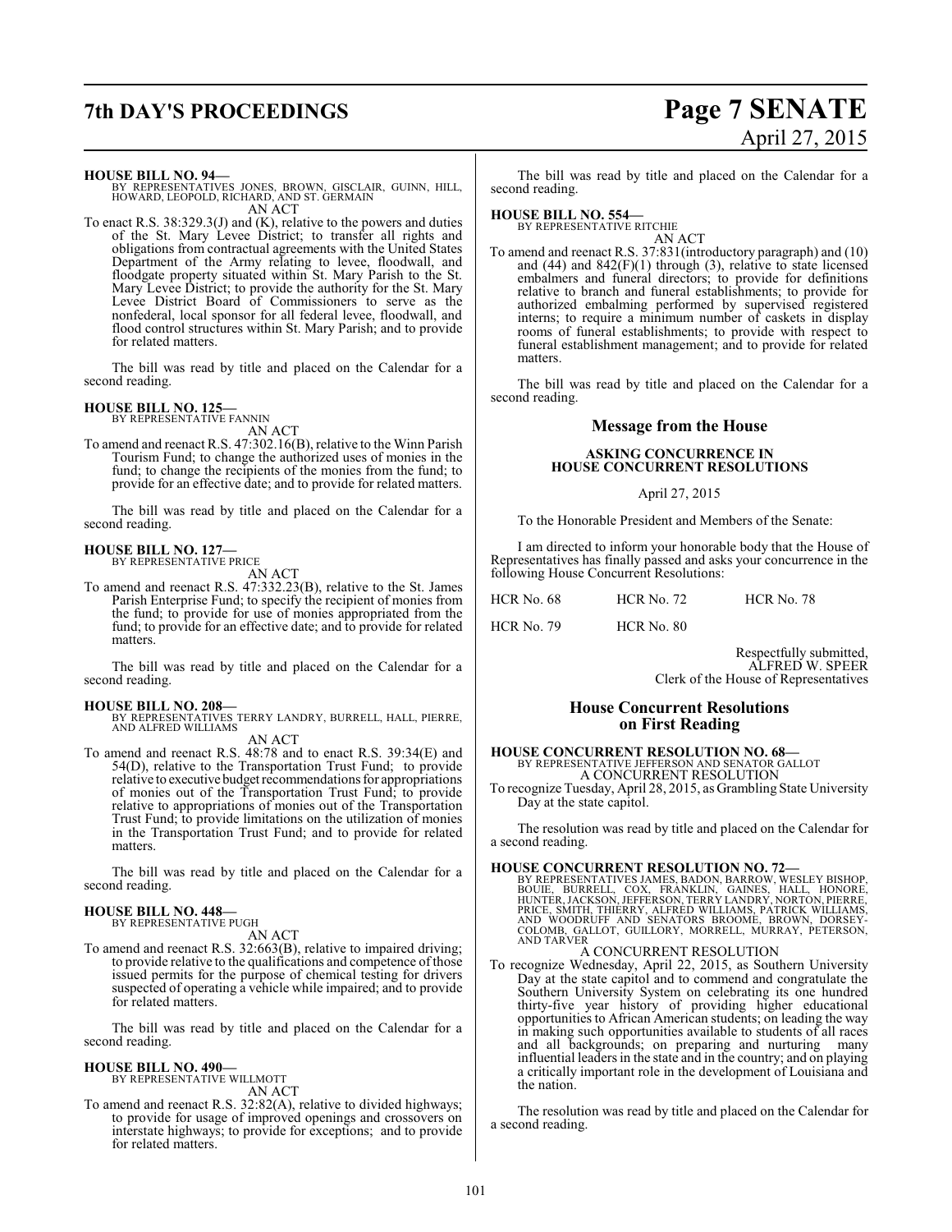**HOUSE BILL NO. 94—**
BY REPRESENTATIVES JONES, BROWN, GISCLAIR, GUINN, HILL, HOWARD, LEOPOLD, RICHARD, AND ST. GERMAIN
AN ACT

To enact R.S. 38:329.3(J) and (K), relative to the powers and duties of the St. Mary Levee District; to transfer all rights and obligations from contractual agreements with the United States Department of the Army relating to levee, floodwall, and floodgate property situated within St. Mary Parish to the St. Mary Levee District; to provide the authority for the St. Mary Levee District Board of Commissioners to serve as the nonfederal, local sponsor for all federal levee, floodwall, and flood control structures within St. Mary Parish; and to provide for related matters.

The bill was read by title and placed on the Calendar for a second reading.

**HOUSE BILL NO. 125—**
BY REPRESENTATIVE FANNIN
AN ACT

To amend and reenact R.S. 47:302.16(B), relative to the Winn Parish Tourism Fund; to change the authorized uses of monies in the fund; to change the recipients of the monies from the fund; to provide for an effective date; and to provide for related matters.

The bill was read by title and placed on the Calendar for a second reading.

**HOUSE BILL NO. 127—**
BY REPRESENTATIVE PRICE
AN ACT

To amend and reenact R.S. 47:332.23(B), relative to the St. James Parish Enterprise Fund; to specify the recipient of monies from the fund; to provide for use of monies appropriated from the fund; to provide for an effective date; and to provide for related matters.

The bill was read by title and placed on the Calendar for a second reading.

**HOUSE BILL NO. 208—**
BY REPRESENTATIVES TERRY LANDRY, BURRELL, HALL, PIERRE, AND ALFRED WILLIAMS
AN ACT

To amend and reenact R.S. 48:78 and to enact R.S. 39:34(E) and 54(D), relative to the Transportation Trust Fund; to provide relative to executive budget recommendations for appropriations of monies out of the Transportation Trust Fund; to provide relative to appropriations of monies out of the Transportation Trust Fund; to provide limitations on the utilization of monies in the Transportation Trust Fund; and to provide for related matters.

The bill was read by title and placed on the Calendar for a second reading.

**HOUSE BILL NO. 448—**
BY REPRESENTATIVE PUGH
AN ACT

To amend and reenact R.S. 32:663(B), relative to impaired driving; to provide relative to the qualifications and competence of those issued permits for the purpose of chemical testing for drivers suspected of operating a vehicle while impaired; and to provide for related matters.

The bill was read by title and placed on the Calendar for a second reading.

**HOUSE BILL NO. 490—**
BY REPRESENTATIVE WILLMOTT
AN ACT

To amend and reenact R.S. 32:82(A), relative to divided highways; to provide for usage of improved openings and crossovers on interstate highways; to provide for exceptions; and to provide for related matters.

The bill was read by title and placed on the Calendar for a second reading.

**HOUSE BILL NO. 554—**
BY REPRESENTATIVE RITCHIE
AN ACT

To amend and reenact R.S. 37:831(introductory paragraph) and (10) and (44) and 842(F)(1) through (3), relative to state licensed embalmers and funeral directors; to provide for definitions relative to branch and funeral establishments; to provide for authorized embalming performed by supervised registered interns; to require a minimum number of caskets in display rooms of funeral establishments; to provide with respect to funeral establishment management; and to provide for related matters.

The bill was read by title and placed on the Calendar for a second reading.

## Message from the House

### ASKING CONCURRENCE IN HOUSE CONCURRENT RESOLUTIONS

April 27, 2015

To the Honorable President and Members of the Senate:

I am directed to inform your honorable body that the House of Representatives has finally passed and asks your concurrence in the following House Concurrent Resolutions:

| | | |
|---|---|---|
| HCR No. 68 | HCR No. 72 | HCR No. 78 |
| HCR No. 79 | HCR No. 80 | |

Respectfully submitted,
ALFRED W. SPEER
Clerk of the House of Representatives

## House Concurrent Resolutions on First Reading

**HOUSE CONCURRENT RESOLUTION NO. 68—**
BY REPRESENTATIVE JEFFERSON AND SENATOR GALLOT
A CONCURRENT RESOLUTION

To recognize Tuesday, April 28, 2015, as Grambling State University Day at the state capitol.

The resolution was read by title and placed on the Calendar for a second reading.

**HOUSE CONCURRENT RESOLUTION NO. 72—**
BY REPRESENTATIVES JAMES, BADON, BARROW, WESLEY BISHOP, BOUIE, BURRELL, COX, FRANKLIN, GAINES, HALL, HONORE, HUNTER, JACKSON, JEFFERSON, TERRY LANDRY, NORTON, PIERRE, PRICE, SMITH, THIERRY, ALFRED WILLIAMS, PATRICK WILLIAMS, AND WOODRUFF AND SENATORS BROOME, BROWN, DORSEY-COLOMB, GALLOT, GUILLORY, MORRELL, MURRAY, PETERSON, AND TARVER
A CONCURRENT RESOLUTION

To recognize Wednesday, April 22, 2015, as Southern University Day at the state capitol and to commend and congratulate the Southern University System on celebrating its one hundred thirty-five year history of providing higher educational opportunities to African American students; on leading the way in making such opportunities available to students of all races and all backgrounds; on preparing and nurturing many influential leaders in the state and in the country; and on playing a critically important role in the development of Louisiana and the nation.

The resolution was read by title and placed on the Calendar for a second reading.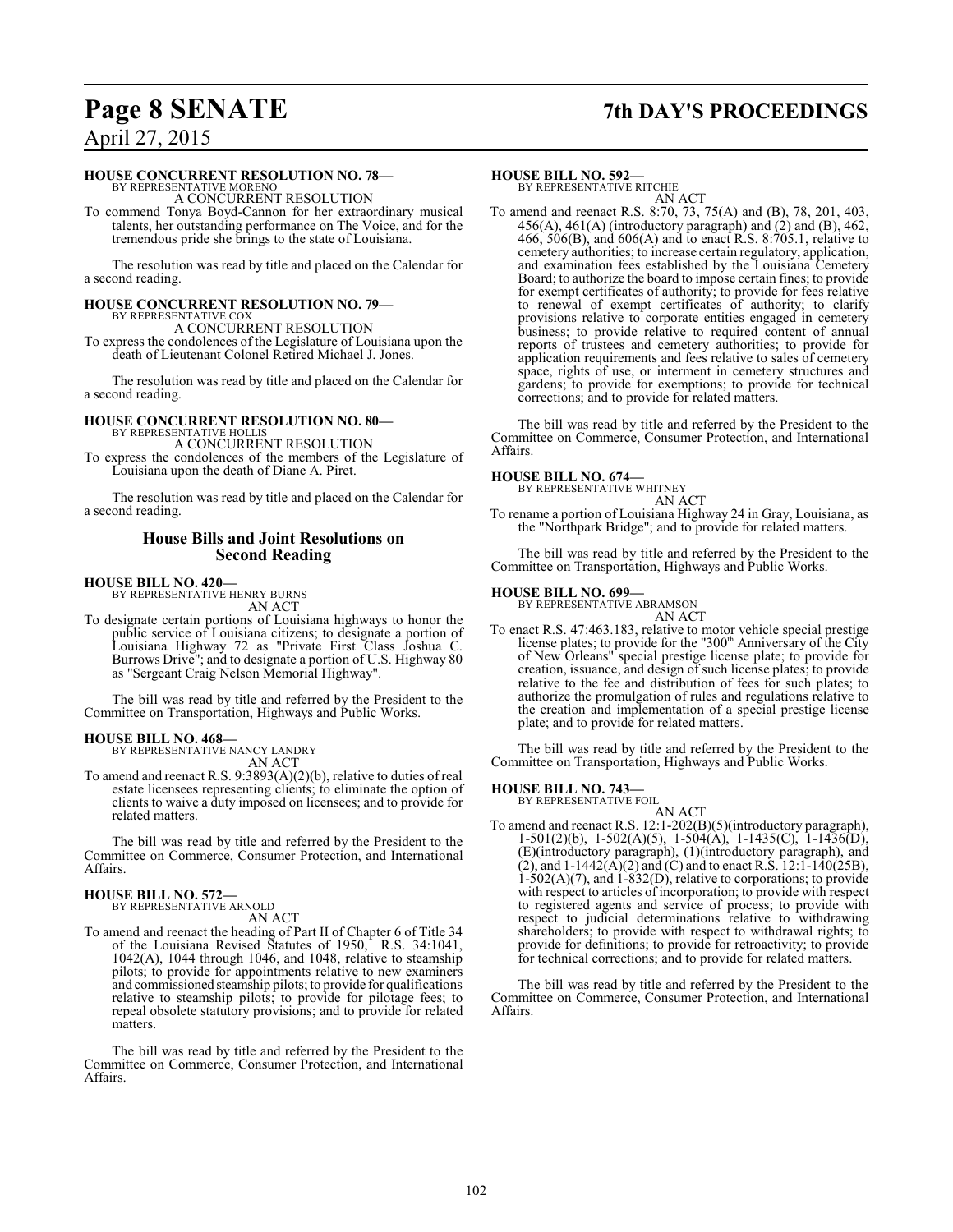**HOUSE CONCURRENT RESOLUTION NO. 78—**
BY REPRESENTATIVE MORENO

A CONCURRENT RESOLUTION

To commend Tonya Boyd-Cannon for her extraordinary musical talents, her outstanding performance on The Voice, and for the tremendous pride she brings to the state of Louisiana.

The resolution was read by title and placed on the Calendar for a second reading.

**HOUSE CONCURRENT RESOLUTION NO. 79—**
BY REPRESENTATIVE COX

A CONCURRENT RESOLUTION

To express the condolences of the Legislature of Louisiana upon the death of Lieutenant Colonel Retired Michael J. Jones.

The resolution was read by title and placed on the Calendar for a second reading.

**HOUSE CONCURRENT RESOLUTION NO. 80—**
BY REPRESENTATIVE HOLLIS

A CONCURRENT RESOLUTION

To express the condolences of the members of the Legislature of Louisiana upon the death of Diane A. Piret.

The resolution was read by title and placed on the Calendar for a second reading.

## House Bills and Joint Resolutions on Second Reading

**HOUSE BILL NO. 420—**
BY REPRESENTATIVE HENRY BURNS

AN ACT

To designate certain portions of Louisiana highways to honor the public service of Louisiana citizens; to designate a portion of Louisiana Highway 72 as "Private First Class Joshua C. Burrows Drive"; and to designate a portion of U.S. Highway 80 as "Sergeant Craig Nelson Memorial Highway".

The bill was read by title and referred by the President to the Committee on Transportation, Highways and Public Works.

**HOUSE BILL NO. 468—**
BY REPRESENTATIVE NANCY LANDRY

AN ACT

To amend and reenact R.S. 9:3893(A)(2)(b), relative to duties of real estate licensees representing clients; to eliminate the option of clients to waive a duty imposed on licensees; and to provide for related matters.

The bill was read by title and referred by the President to the Committee on Commerce, Consumer Protection, and International Affairs.

**HOUSE BILL NO. 572—**
BY REPRESENTATIVE ARNOLD

AN ACT

To amend and reenact the heading of Part II of Chapter 6 of Title 34 of the Louisiana Revised Statutes of 1950, R.S. 34:1041, 1042(A), 1044 through 1046, and 1048, relative to steamship pilots; to provide for appointments relative to new examiners and commissioned steamship pilots; to provide for qualifications relative to steamship pilots; to provide for pilotage fees; to repeal obsolete statutory provisions; and to provide for related matters.

The bill was read by title and referred by the President to the Committee on Commerce, Consumer Protection, and International Affairs.

**HOUSE BILL NO. 592—**
BY REPRESENTATIVE RITCHIE

AN ACT

To amend and reenact R.S. 8:70, 73, 75(A) and (B), 78, 201, 403, 456(A), 461(A) (introductory paragraph) and (2) and (B), 462, 466, 506(B), and 606(A) and to enact R.S. 8:705.1, relative to cemetery authorities; to increase certain regulatory, application, and examination fees established by the Louisiana Cemetery Board; to authorize the board to impose certain fines; to provide for exempt certificates of authority; to provide for fees relative to renewal of exempt certificates of authority; to clarify provisions relative to corporate entities engaged in cemetery business; to provide relative to required content of annual reports of trustees and cemetery authorities; to provide for application requirements and fees relative to sales of cemetery space, rights of use, or interment in cemetery structures and gardens; to provide for exemptions; to provide for technical corrections; and to provide for related matters.

The bill was read by title and referred by the President to the Committee on Commerce, Consumer Protection, and International Affairs.

**HOUSE BILL NO. 674—**
BY REPRESENTATIVE WHITNEY

AN ACT

To rename a portion of Louisiana Highway 24 in Gray, Louisiana, as the "Northpark Bridge"; and to provide for related matters.

The bill was read by title and referred by the President to the Committee on Transportation, Highways and Public Works.

**HOUSE BILL NO. 699—**
BY REPRESENTATIVE ABRAMSON

AN ACT

To enact R.S. 47:463.183, relative to motor vehicle special prestige license plates; to provide for the "300th Anniversary of the City of New Orleans" special prestige license plate; to provide for creation, issuance, and design of such license plates; to provide relative to the fee and distribution of fees for such plates; to authorize the promulgation of rules and regulations relative to the creation and implementation of a special prestige license plate; and to provide for related matters.

The bill was read by title and referred by the President to the Committee on Transportation, Highways and Public Works.

**HOUSE BILL NO. 743—**
BY REPRESENTATIVE FOIL

AN ACT

To amend and reenact R.S. 12:1-202(B)(5)(introductory paragraph), 1-501(2)(b), 1-502(A)(5), 1-504(A), 1-1435(C), 1-1436(D), (E)(introductory paragraph), (1)(introductory paragraph), and (2), and 1-1442(A)(2) and (C) and to enact R.S. 12:1-140(25B), 1-502(A)(7), and 1-832(D), relative to corporations; to provide with respect to articles of incorporation; to provide with respect to registered agents and service of process; to provide with respect to judicial determinations relative to withdrawing shareholders; to provide with respect to withdrawal rights; to provide for definitions; to provide for retroactivity; to provide for technical corrections; and to provide for related matters.

The bill was read by title and referred by the President to the Committee on Commerce, Consumer Protection, and International Affairs.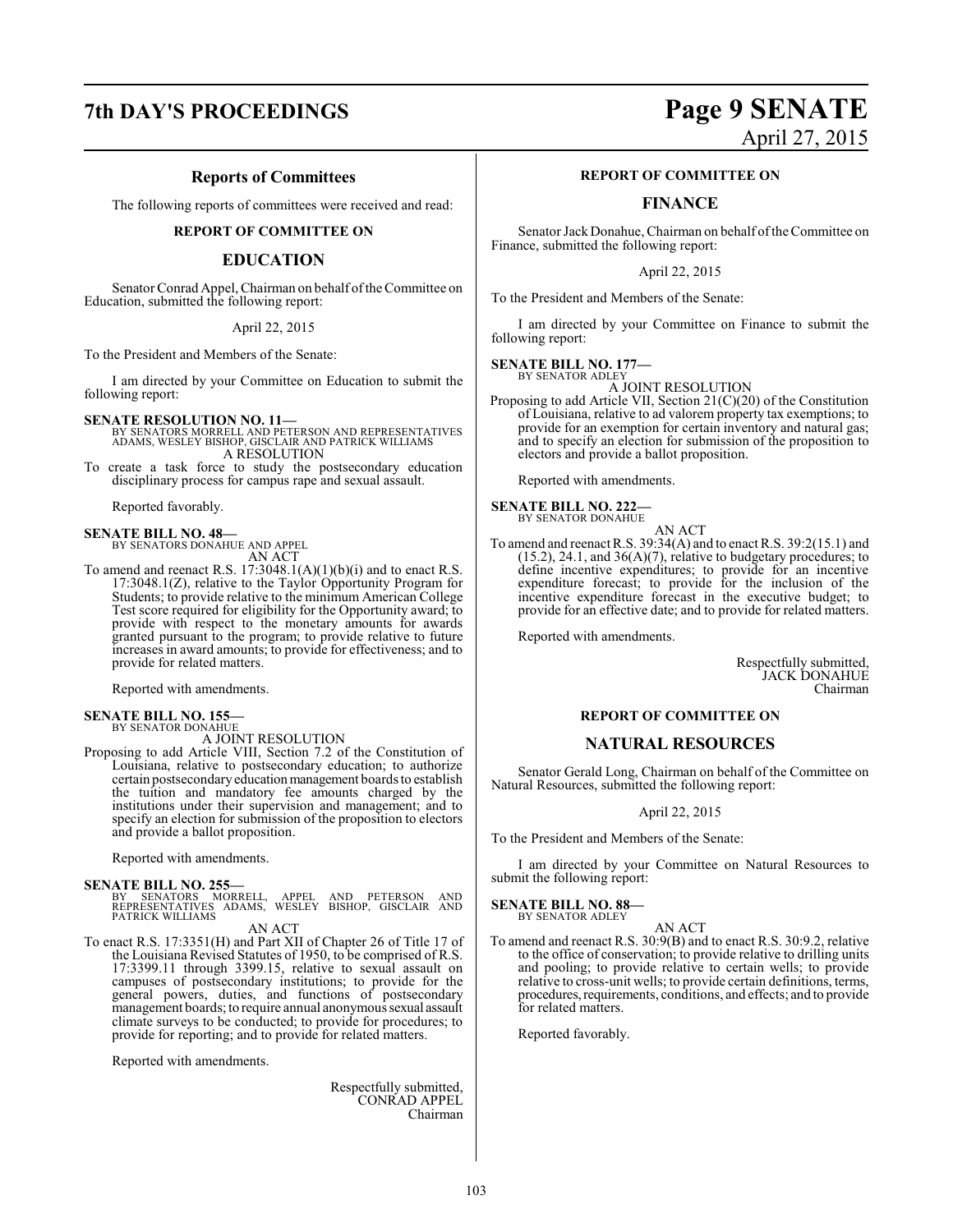## Reports of Committees

The following reports of committees were received and read:

### REPORT OF COMMITTEE ON

### EDUCATION

Senator Conrad Appel, Chairman on behalf of the Committee on Education, submitted the following report:

April 22, 2015

To the President and Members of the Senate:

I am directed by your Committee on Education to submit the following report:

**SENATE RESOLUTION NO. 11—**
BY SENATORS MORRELL AND PETERSON AND REPRESENTATIVES ADAMS, WESLEY BISHOP, GISCLAIR AND PATRICK WILLIAMS
A RESOLUTION

To create a task force to study the postsecondary education disciplinary process for campus rape and sexual assault.

Reported favorably.

**SENATE BILL NO. 48—**
BY SENATORS DONAHUE AND APPEL
AN ACT

To amend and reenact R.S. 17:3048.1(A)(1)(b)(i) and to enact R.S. 17:3048.1(Z), relative to the Taylor Opportunity Program for Students; to provide relative to the minimum American College Test score required for eligibility for the Opportunity award; to provide with respect to the monetary amounts for awards granted pursuant to the program; to provide relative to future increases in award amounts; to provide for effectiveness; and to provide for related matters.

Reported with amendments.

**SENATE BILL NO. 155—**
BY SENATOR DONAHUE
A JOINT RESOLUTION

Proposing to add Article VIII, Section 7.2 of the Constitution of Louisiana, relative to postsecondary education; to authorize certain postsecondary education management boards to establish the tuition and mandatory fee amounts charged by the institutions under their supervision and management; and to specify an election for submission of the proposition to electors and provide a ballot proposition.

Reported with amendments.

**SENATE BILL NO. 255—**
BY SENATORS MORRELL, APPEL AND PETERSON AND REPRESENTATIVES ADAMS, WESLEY BISHOP, GISCLAIR AND PATRICK WILLIAMS
AN ACT

To enact R.S. 17:3351(H) and Part XII of Chapter 26 of Title 17 of the Louisiana Revised Statutes of 1950, to be comprised of R.S. 17:3399.11 through 3399.15, relative to sexual assault on campuses of postsecondary institutions; to provide for the general powers, duties, and functions of postsecondary management boards; to require annual anonymous sexual assault climate surveys to be conducted; to provide for procedures; to provide for reporting; and to provide for related matters.

Reported with amendments.

Respectfully submitted,
CONRAD APPEL
Chairman

### REPORT OF COMMITTEE ON

### FINANCE

Senator Jack Donahue, Chairman on behalf of the Committee on Finance, submitted the following report:

April 22, 2015

To the President and Members of the Senate:

I am directed by your Committee on Finance to submit the following report:

**SENATE BILL NO. 177—**
BY SENATOR ADLEY
A JOINT RESOLUTION

Proposing to add Article VII, Section 21(C)(20) of the Constitution of Louisiana, relative to ad valorem property tax exemptions; to provide for an exemption for certain inventory and natural gas; and to specify an election for submission of the proposition to electors and provide a ballot proposition.

Reported with amendments.

**SENATE BILL NO. 222—**
BY SENATOR DONAHUE
AN ACT

To amend and reenact R.S. 39:34(A) and to enact R.S. 39:2(15.1) and (15.2), 24.1, and 36(A)(7), relative to budgetary procedures; to define incentive expenditures; to provide for an incentive expenditure forecast; to provide for the inclusion of the incentive expenditure forecast in the executive budget; to provide for an effective date; and to provide for related matters.

Reported with amendments.

Respectfully submitted,
JACK DONAHUE
Chairman

### REPORT OF COMMITTEE ON

### NATURAL RESOURCES

Senator Gerald Long, Chairman on behalf of the Committee on Natural Resources, submitted the following report:

April 22, 2015

To the President and Members of the Senate:

I am directed by your Committee on Natural Resources to submit the following report:

**SENATE BILL NO. 88—**
BY SENATOR ADLEY
AN ACT

To amend and reenact R.S. 30:9(B) and to enact R.S. 30:9.2, relative to the office of conservation; to provide relative to drilling units and pooling; to provide relative to certain wells; to provide relative to cross-unit wells; to provide certain definitions, terms, procedures, requirements, conditions, and effects; and to provide for related matters.

Reported favorably.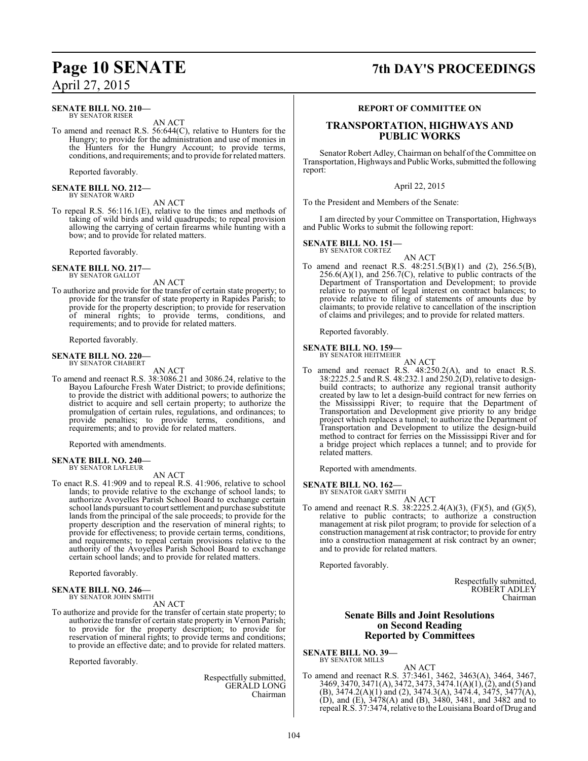**SENATE BILL NO. 210—**
BY SENATOR RISER

AN ACT

To amend and reenact R.S. 56:644(C), relative to Hunters for the Hungry; to provide for the administration and use of monies in the Hunters for the Hungry Account; to provide terms, conditions, and requirements; and to provide for related matters.

Reported favorably.

**SENATE BILL NO. 212—**
BY SENATOR WARD

AN ACT

To repeal R.S. 56:116.1(E), relative to the times and methods of taking of wild birds and wild quadrupeds; to repeal provision allowing the carrying of certain firearms while hunting with a bow; and to provide for related matters.

Reported favorably.

**SENATE BILL NO. 217—**
BY SENATOR GALLOT

AN ACT

To authorize and provide for the transfer of certain state property; to provide for the transfer of state property in Rapides Parish; to provide for the property description; to provide for reservation of mineral rights; to provide terms, conditions, and requirements; and to provide for related matters.

Reported favorably.

**SENATE BILL NO. 220—**
BY SENATOR CHABERT

AN ACT

To amend and reenact R.S. 38:3086.21 and 3086.24, relative to the Bayou Lafourche Fresh Water District; to provide definitions; to provide the district with additional powers; to authorize the district to acquire and sell certain property; to authorize the promulgation of certain rules, regulations, and ordinances; to provide penalties; to provide terms, conditions, and requirements; and to provide for related matters.

Reported with amendments.

**SENATE BILL NO. 240—**
BY SENATOR LAFLEUR

AN ACT

To enact R.S. 41:909 and to repeal R.S. 41:906, relative to school lands; to provide relative to the exchange of school lands; to authorize Avoyelles Parish School Board to exchange certain school lands pursuant to court settlement and purchase substitute lands from the principal of the sale proceeds; to provide for the property description and the reservation of mineral rights; to provide for effectiveness; to provide certain terms, conditions, and requirements; to repeal certain provisions relative to the authority of the Avoyelles Parish School Board to exchange certain school lands; and to provide for related matters.

Reported favorably.

**SENATE BILL NO. 246—**
BY SENATOR JOHN SMITH

AN ACT

To authorize and provide for the transfer of certain state property; to authorize the transfer of certain state property in Vernon Parish; to provide for the property description; to provide for reservation of mineral rights; to provide terms and conditions; to provide an effective date; and to provide for related matters.

Reported favorably.

Respectfully submitted,
GERALD LONG
Chairman

**REPORT OF COMMITTEE ON**

## TRANSPORTATION, HIGHWAYS AND PUBLIC WORKS

Senator Robert Adley, Chairman on behalf of the Committee on Transportation, Highways and Public Works, submitted the following report:

April 22, 2015

To the President and Members of the Senate:

I am directed by your Committee on Transportation, Highways and Public Works to submit the following report:

**SENATE BILL NO. 151—**
BY SENATOR CORTEZ

AN ACT

To amend and reenact R.S. 48:251.5(B)(1) and (2), 256.5(B), 256.6(A)(1), and 256.7(C), relative to public contracts of the Department of Transportation and Development; to provide relative to payment of legal interest on contract balances; to provide relative to filing of statements of amounts due by claimants; to provide relative to cancellation of the inscription of claims and privileges; and to provide for related matters.

Reported favorably.

**SENATE BILL NO. 159—**
BY SENATOR HEITMEIER

AN ACT

To amend and reenact R.S. 48:250.2(A), and to enact R.S. 38:2225.2.5 and R.S. 48:232.1 and 250.2(D), relative to design-build contracts; to authorize any regional transit authority created by law to let a design-build contract for new ferries on the Mississippi River; to require that the Department of Transportation and Development give priority to any bridge project which replaces a tunnel; to authorize the Department of Transportation and Development to utilize the design-build method to contract for ferries on the Mississippi River and for a bridge project which replaces a tunnel; and to provide for related matters.

Reported with amendments.

**SENATE BILL NO. 162—**
BY SENATOR GARY SMITH

AN ACT

To amend and reenact R.S. 38:2225.2.4(A)(3), (F)(5), and (G)(5), relative to public contracts; to authorize a construction management at risk pilot program; to provide for selection of a construction management at risk contractor; to provide for entry into a construction management at risk contract by an owner; and to provide for related matters.

Reported favorably.

Respectfully submitted,
ROBERT ADLEY
Chairman

## Senate Bills and Joint Resolutions on Second Reading Reported by Committees

**SENATE BILL NO. 39—**
BY SENATOR MILLS

AN ACT

To amend and reenact R.S. 37:3461, 3462, 3463(A), 3464, 3467, 3469, 3470, 3471(A), 3472, 3473, 3474.1(A)(1), (2), and (5) and (B), 3474.2(A)(1) and (2), 3474.3(A), 3474.4, 3475, 3477(A), (D), and (E), 3478(A) and (B), 3480, 3481, and 3482 and to repeal R.S. 37:3474, relative to the Louisiana Board of Drug and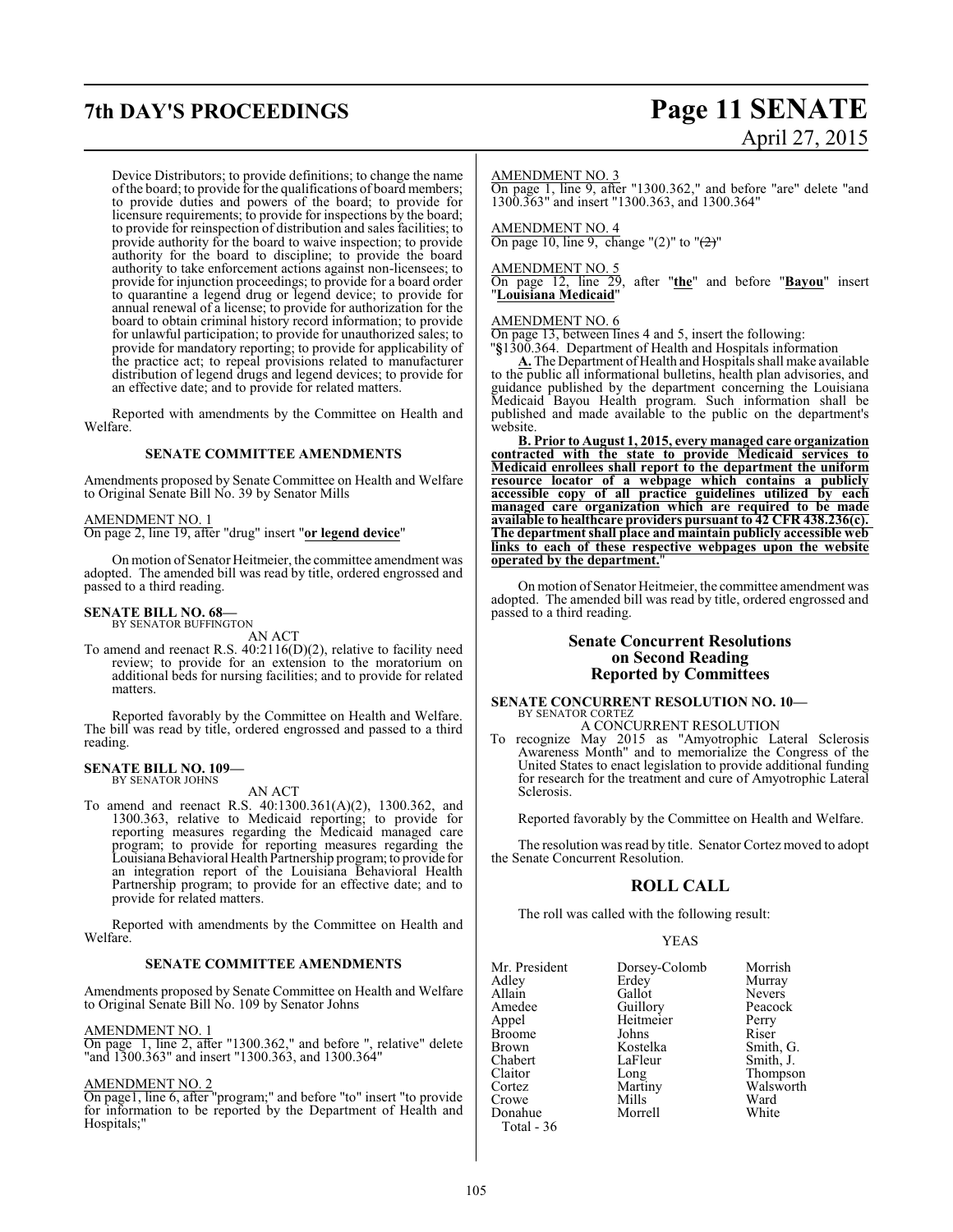Device Distributors; to provide definitions; to change the name of the board; to provide for the qualifications of board members; to provide duties and powers of the board; to provide for licensure requirements; to provide for inspections by the board; to provide for reinspection of distribution and sales facilities; to provide authority for the board to waive inspection; to provide authority for the board to discipline; to provide the board authority to take enforcement actions against non-licensees; to provide for injunction proceedings; to provide for a board order to quarantine a legend drug or legend device; to provide for annual renewal of a license; to provide for authorization for the board to obtain criminal history record information; to provide for unlawful participation; to provide for unauthorized sales; to provide for mandatory reporting; to provide for applicability of the practice act; to repeal provisions related to manufacturer distribution of legend drugs and legend devices; to provide for an effective date; and to provide for related matters.

Reported with amendments by the Committee on Health and Welfare.

**SENATE COMMITTEE AMENDMENTS**

Amendments proposed by Senate Committee on Health and Welfare to Original Senate Bill No. 39 by Senator Mills

AMENDMENT NO. 1
On page 2, line 19, after "drug" insert "**or legend device**"

On motion of Senator Heitmeier, the committee amendment was adopted. The amended bill was read by title, ordered engrossed and passed to a third reading.

**SENATE BILL NO. 68—**
BY SENATOR BUFFINGTON
AN ACT

To amend and reenact R.S. 40:2116(D)(2), relative to facility need review; to provide for an extension to the moratorium on additional beds for nursing facilities; and to provide for related matters.

Reported favorably by the Committee on Health and Welfare. The bill was read by title, ordered engrossed and passed to a third reading.

**SENATE BILL NO. 109—**
BY SENATOR JOHNS
AN ACT

To amend and reenact R.S. 40:1300.361(A)(2), 1300.362, and 1300.363, relative to Medicaid reporting; to provide for reporting measures regarding the Medicaid managed care program; to provide for reporting measures regarding the Louisiana Behavioral Health Partnership program; to provide for an integration report of the Louisiana Behavioral Health Partnership program; to provide for an effective date; and to provide for related matters.

Reported with amendments by the Committee on Health and Welfare.

**SENATE COMMITTEE AMENDMENTS**

Amendments proposed by Senate Committee on Health and Welfare to Original Senate Bill No. 109 by Senator Johns

AMENDMENT NO. 1
On page 1, line 2, after "1300.362," and before ", relative" delete "and 1300.363" and insert "1300.363, and 1300.364"

AMENDMENT NO. 2
On page1, line 6, after "program;" and before "to" insert "to provide for information to be reported by the Department of Health and Hospitals;"

AMENDMENT NO. 3
On page 1, line 9, after "1300.362," and before "are" delete "and 1300.363" and insert "1300.363, and 1300.364"

AMENDMENT NO. 4
On page 10, line 9, change "(2)" to "~~(2)~~"

AMENDMENT NO. 5
On page 12, line 29, after "**the**" and before "**Bayou**" insert "**Louisiana Medicaid**"

AMENDMENT NO. 6
On page 13, between lines 4 and 5, insert the following:
"§1300.364. Department of Health and Hospitals information

**A.** The Department of Health and Hospitals shall make available to the public all informational bulletins, health plan advisories, and guidance published by the department concerning the Louisiana Medicaid Bayou Health program. Such information shall be published and made available to the public on the department's website.

**B. Prior to August 1, 2015, every managed care organization contracted with the state to provide Medicaid services to Medicaid enrollees shall report to the department the uniform resource locator of a webpage which contains a publicly accessible copy of all practice guidelines utilized by each managed care organization which are required to be made available to healthcare providers pursuant to 42 CFR 438.236(c). The department shall place and maintain publicly accessible web links to each of these respective webpages upon the website operated by the department.**"

On motion of Senator Heitmeier, the committee amendment was adopted. The amended bill was read by title, ordered engrossed and passed to a third reading.

## Senate Concurrent Resolutions on Second Reading Reported by Committees

**SENATE CONCURRENT RESOLUTION NO. 10—**
BY SENATOR CORTEZ
A CONCURRENT RESOLUTION

To recognize May 2015 as "Amyotrophic Lateral Sclerosis Awareness Month" and to memorialize the Congress of the United States to enact legislation to provide additional funding for research for the treatment and cure of Amyotrophic Lateral Sclerosis.

Reported favorably by the Committee on Health and Welfare.

The resolution was read by title. Senator Cortez moved to adopt the Senate Concurrent Resolution.

## ROLL CALL

The roll was called with the following result:

YEAS

| | | |
|---|---|---|
| Mr. President | Dorsey-Colomb | Morrish |
| Adley | Erdey | Murray |
| Allain | Gallot | Nevers |
| Amedee | Guillory | Peacock |
| Appel | Heitmeier | Perry |
| Broome | Johns | Riser |
| Brown | Kostelka | Smith, G. |
| Chabert | LaFleur | Smith, J. |
| Claitor | Long | Thompson |
| Cortez | Martiny | Walsworth |
| Crowe | Mills | Ward |
| Donahue | Morrell | White |

Total - 36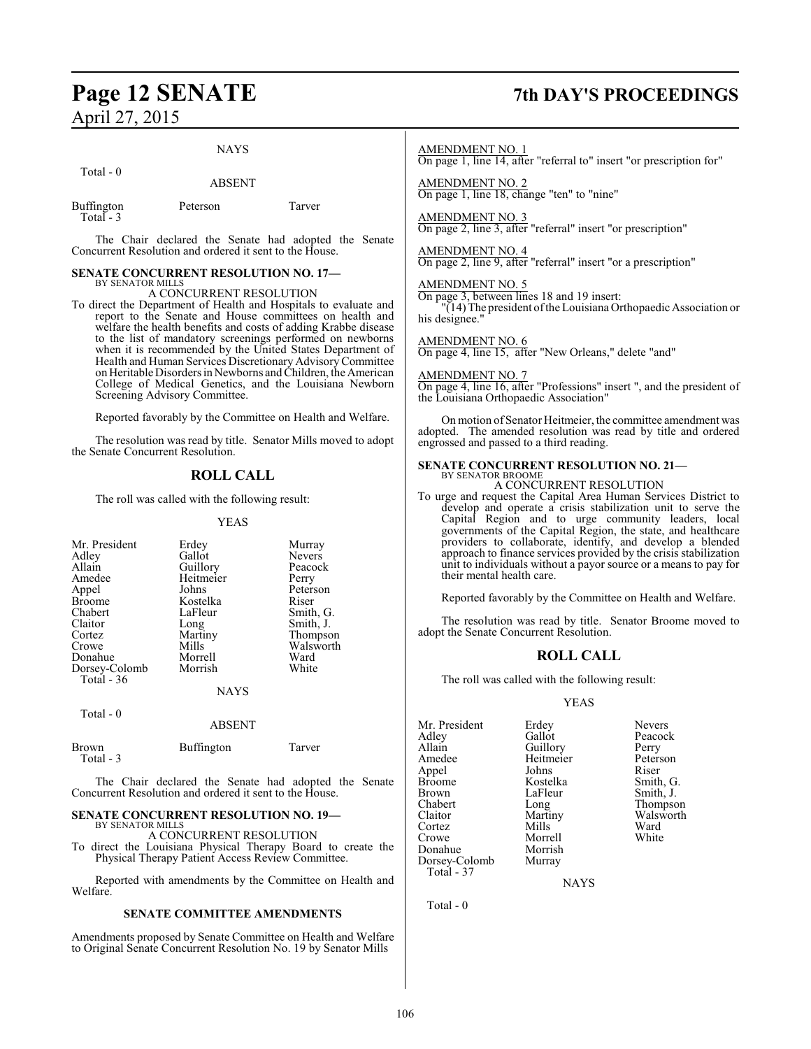NAYS

Total - 0

ABSENT

| | | |
|---|---|---|
| Buffington | Peterson | Tarver |
| Total - 3 | | |

The Chair declared the Senate had adopted the Senate Concurrent Resolution and ordered it sent to the House.

**SENATE CONCURRENT RESOLUTION NO. 17—**
BY SENATOR MILLS

A CONCURRENT RESOLUTION

To direct the Department of Health and Hospitals to evaluate and report to the Senate and House committees on health and welfare the health benefits and costs of adding Krabbe disease to the list of mandatory screenings performed on newborns when it is recommended by the United States Department of Health and Human Services Discretionary Advisory Committee on Heritable Disorders in Newborns and Children, the American College of Medical Genetics, and the Louisiana Newborn Screening Advisory Committee.

Reported favorably by the Committee on Health and Welfare.

The resolution was read by title. Senator Mills moved to adopt the Senate Concurrent Resolution.

## ROLL CALL

The roll was called with the following result:

YEAS

| | | |
|---|---|---|
| Mr. President | Erdey | Murray |
| Adley | Gallot | Nevers |
| Allain | Guillory | Peacock |
| Amedee | Heitmeier | Perry |
| Appel | Johns | Peterson |
| Broome | Kostelka | Riser |
| Chabert | LaFleur | Smith, G. |
| Claitor | Long | Smith, J. |
| Cortez | Martiny | Thompson |
| Crowe | Mills | Walsworth |
| Donahue | Morrell | Ward |
| Dorsey-Colomb | Morrish | White |
| Total - 36 | | |

NAYS

Total - 0

ABSENT

| | | |
|---|---|---|
| Brown | Buffington | Tarver |
| Total - 3 | | |

The Chair declared the Senate had adopted the Senate Concurrent Resolution and ordered it sent to the House.

**SENATE CONCURRENT RESOLUTION NO. 19—**
BY SENATOR MILLS

A CONCURRENT RESOLUTION

To direct the Louisiana Physical Therapy Board to create the Physical Therapy Patient Access Review Committee.

Reported with amendments by the Committee on Health and Welfare.

**SENATE COMMITTEE AMENDMENTS**

Amendments proposed by Senate Committee on Health and Welfare to Original Senate Concurrent Resolution No. 19 by Senator Mills

AMENDMENT NO. 1
On page 1, line 14, after "referral to" insert "or prescription for"

AMENDMENT NO. 2
On page 1, line 18, change "ten" to "nine"

AMENDMENT NO. 3
On page 2, line 3, after "referral" insert "or prescription"

AMENDMENT NO. 4
On page 2, line 9, after "referral" insert "or a prescription"

AMENDMENT NO. 5
On page 3, between lines 18 and 19 insert:
"(14) The president of the Louisiana Orthopaedic Association or his designee."

AMENDMENT NO. 6
On page 4, line 15, after "New Orleans," delete "and"

AMENDMENT NO. 7
On page 4, line 16, after "Professions" insert ", and the president of the Louisiana Orthopaedic Association"

On motion of Senator Heitmeier, the committee amendment was adopted. The amended resolution was read by title and ordered engrossed and passed to a third reading.

**SENATE CONCURRENT RESOLUTION NO. 21—**
BY SENATOR BROOME

A CONCURRENT RESOLUTION

To urge and request the Capital Area Human Services District to develop and operate a crisis stabilization unit to serve the Capital Region and to urge community leaders, local governments of the Capital Region, the state, and healthcare providers to collaborate, identify, and develop a blended approach to finance services provided by the crisis stabilization unit to individuals without a payor source or a means to pay for their mental health care.

Reported favorably by the Committee on Health and Welfare.

The resolution was read by title. Senator Broome moved to adopt the Senate Concurrent Resolution.

## ROLL CALL

The roll was called with the following result:

YEAS

| | | |
|---|---|---|
| Mr. President | Erdey | Nevers |
| Adley | Gallot | Peacock |
| Allain | Guillory | Perry |
| Amedee | Heitmeier | Peterson |
| Appel | Johns | Riser |
| Broome | Kostelka | Smith, G. |
| Brown | LaFleur | Smith, J. |
| Chabert | Long | Thompson |
| Claitor | Martiny | Walsworth |
| Cortez | Mills | Ward |
| Crowe | Morrell | White |
| Donahue | Morrish | |
| Dorsey-Colomb | Murray | |
| Total - 37 | | |

NAYS

Total - 0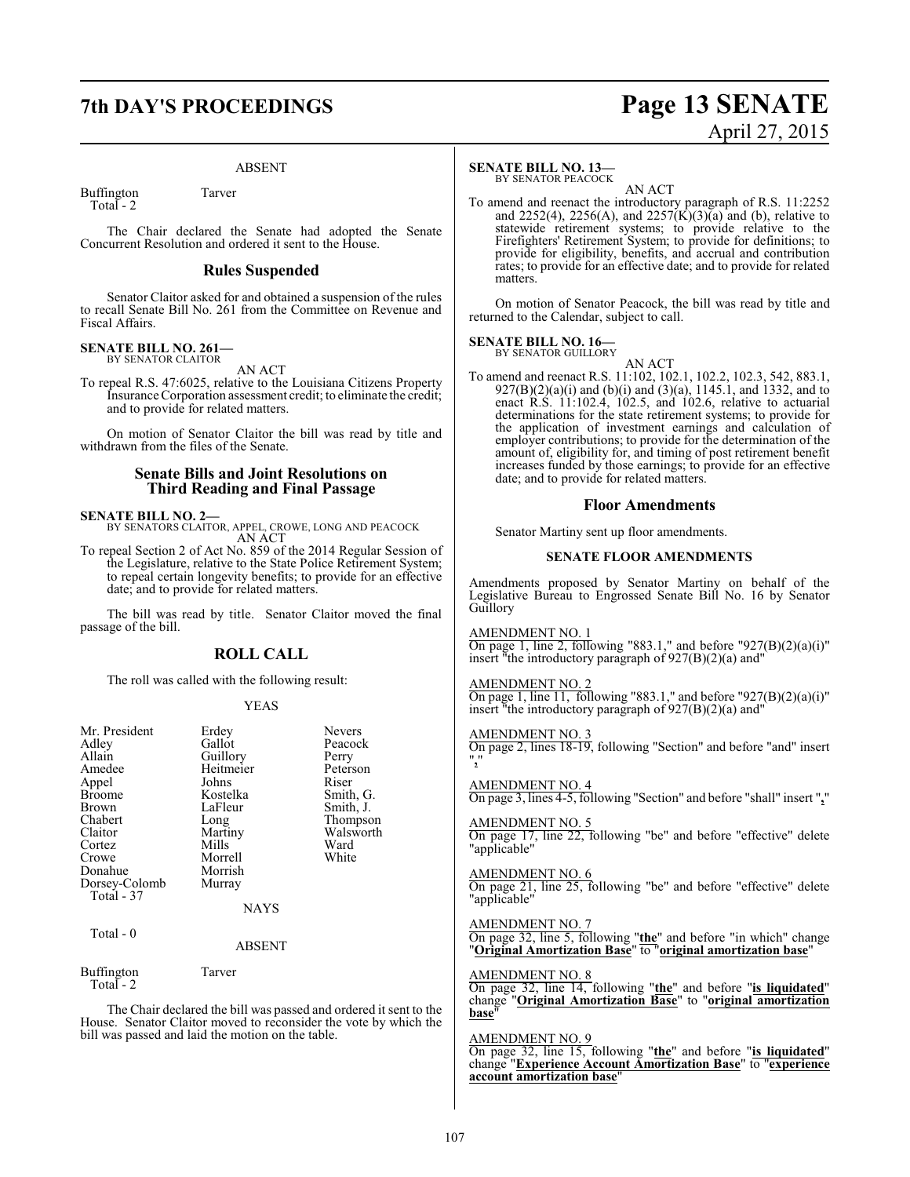ABSENT

Buffington Tarver
Total - 2

The Chair declared the Senate had adopted the Senate Concurrent Resolution and ordered it sent to the House.

## Rules Suspended

Senator Claitor asked for and obtained a suspension of the rules to recall Senate Bill No. 261 from the Committee on Revenue and Fiscal Affairs.

**SENATE BILL NO. 261—**
BY SENATOR CLAITOR

AN ACT

To repeal R.S. 47:6025, relative to the Louisiana Citizens Property Insurance Corporation assessment credit; to eliminate the credit; and to provide for related matters.

On motion of Senator Claitor the bill was read by title and withdrawn from the files of the Senate.

## Senate Bills and Joint Resolutions on Third Reading and Final Passage

**SENATE BILL NO. 2—**
BY SENATORS CLAITOR, APPEL, CROWE, LONG AND PEACOCK

AN ACT

To repeal Section 2 of Act No. 859 of the 2014 Regular Session of the Legislature, relative to the State Police Retirement System; to repeal certain longevity benefits; to provide for an effective date; and to provide for related matters.

The bill was read by title. Senator Claitor moved the final passage of the bill.

## ROLL CALL

The roll was called with the following result:

YEAS

| | | |
|---|---|---|
| Mr. President | Erdey | Nevers |
| Adley | Gallot | Peacock |
| Allain | Guillory | Perry |
| Amedee | Heitmeier | Peterson |
| Appel | Johns | Riser |
| Broome | Kostelka | Smith, G. |
| Brown | LaFleur | Smith, J. |
| Chabert | Long | Thompson |
| Claitor | Martiny | Walsworth |
| Cortez | Mills | Ward |
| Crowe | Morrell | White |
| Donahue | Morrish | |
| Dorsey-Colomb | Murray | |

Total - 37

NAYS

Total - 0

ABSENT

Buffington Tarver
Total - 2

The Chair declared the bill was passed and ordered it sent to the House. Senator Claitor moved to reconsider the vote by which the bill was passed and laid the motion on the table.

**SENATE BILL NO. 13—**
BY SENATOR PEACOCK

AN ACT

To amend and reenact the introductory paragraph of R.S. 11:2252 and 2252(4), 2256(A), and 2257(K)(3)(a) and (b), relative to statewide retirement systems; to provide relative to the Firefighters' Retirement System; to provide for definitions; to provide for eligibility, benefits, and accrual and contribution rates; to provide for an effective date; and to provide for related matters.

On motion of Senator Peacock, the bill was read by title and returned to the Calendar, subject to call.

**SENATE BILL NO. 16—**
BY SENATOR GUILLORY

AN ACT

To amend and reenact R.S. 11:102, 102.1, 102.2, 102.3, 542, 883.1, 927(B)(2)(a)(i) and (b)(i) and (3)(a), 1145.1, and 1332, and to enact R.S. 11:102.4, 102.5, and 102.6, relative to actuarial determinations for the state retirement systems; to provide for the application of investment earnings and calculation of employer contributions; to provide for the determination of the amount of, eligibility for, and timing of post retirement benefit increases funded by those earnings; to provide for an effective date; and to provide for related matters.

## Floor Amendments

Senator Martiny sent up floor amendments.

### SENATE FLOOR AMENDMENTS

Amendments proposed by Senator Martiny on behalf of the Legislative Bureau to Engrossed Senate Bill No. 16 by Senator Guillory

AMENDMENT NO. 1
On page 1, line 2, following "883.1," and before "927(B)(2)(a)(i)" insert "the introductory paragraph of 927(B)(2)(a) and"

AMENDMENT NO. 2
On page 1, line 11, following "883.1," and before "927(B)(2)(a)(i)" insert "the introductory paragraph of 927(B)(2)(a) and"

AMENDMENT NO. 3
On page 2, lines 18-19, following "Section" and before "and" insert "**,**"

AMENDMENT NO. 4
On page 3, lines 4-5, following "Section" and before "shall" insert "**,**"

AMENDMENT NO. 5
On page 17, line 22, following "be" and before "effective" delete "applicable"

AMENDMENT NO. 6
On page 21, line 25, following "be" and before "effective" delete "applicable"

AMENDMENT NO. 7
On page 32, line 5, following "**the**" and before "in which" change "**Original Amortization Base**" to "**original amortization base**"

AMENDMENT NO. 8
On page 32, line 14, following "**the**" and before "**is liquidated**" change "**Original Amortization Base**" to "**original amortization base**"

AMENDMENT NO. 9
On page 32, line 15, following "**the**" and before "**is liquidated**" change "**Experience Account Amortization Base**" to "**experience account amortization base**"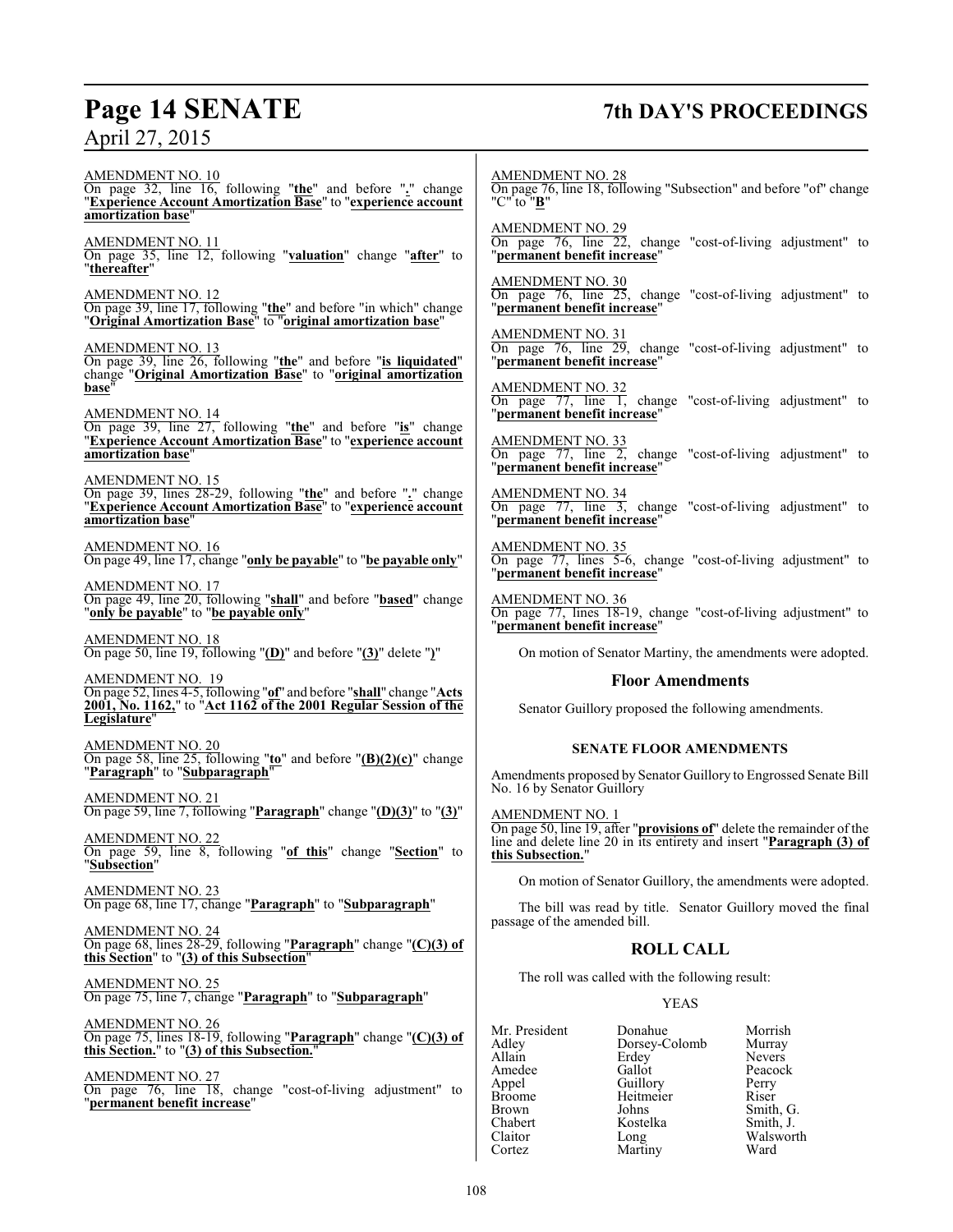AMENDMENT NO. 10
On page 32, line 16, following "**the**" and before "**.**" change "**Experience Account Amortization Base**" to "**experience account amortization base**"

AMENDMENT NO. 11
On page 35, line 12, following "**valuation**" change "**after**" to "**thereafter**"

AMENDMENT NO. 12
On page 39, line 17, following "**the**" and before "in which" change "**Original Amortization Base**" to "**original amortization base**"

AMENDMENT NO. 13
On page 39, line 26, following "**the**" and before "**is liquidated**" change "**Original Amortization Base**" to "**original amortization base**"

AMENDMENT NO. 14
On page 39, line 27, following "**the**" and before "**is**" change "**Experience Account Amortization Base**" to "**experience account amortization base**"

AMENDMENT NO. 15
On page 39, lines 28-29, following "**the**" and before "**.**" change "**Experience Account Amortization Base**" to "**experience account amortization base**"

AMENDMENT NO. 16
On page 49, line 17, change "**only be payable**" to "**be payable only**"

AMENDMENT NO. 17
On page 49, line 20, following "**shall**" and before "**based**" change "**only be payable**" to "**be payable only**"

AMENDMENT NO. 18
On page 50, line 19, following "**(D)**" and before "**(3)**" delete "**)**"

AMENDMENT NO. 19
On page 52, lines 4-5, following "**of**" and before "**shall**" change "**Acts 2001, No. 1162,**" to "**Act 1162 of the 2001 Regular Session of the Legislature**"

AMENDMENT NO. 20
On page 58, line 25, following "**to**" and before "**(B)(2)(c)**" change "**Paragraph**" to "**Subparagraph**"

AMENDMENT NO. 21
On page 59, line 7, following "**Paragraph**" change "**(D)(3)**" to "**(3)**"

AMENDMENT NO. 22
On page 59, line 8, following "**of this**" change "**Section**" to "**Subsection**"

AMENDMENT NO. 23
On page 68, line 17, change "**Paragraph**" to "**Subparagraph**"

AMENDMENT NO. 24
On page 68, lines 28-29, following "**Paragraph**" change "**(C)(3) of this Section**" to "**(3) of this Subsection**"

AMENDMENT NO. 25
On page 75, line 7, change "**Paragraph**" to "**Subparagraph**"

AMENDMENT NO. 26
On page 75, lines 18-19, following "**Paragraph**" change "**(C)(3) of this Section.**" to "**(3) of this Subsection.**"

AMENDMENT NO. 27
On page 76, line 18, change "cost-of-living adjustment" to "**permanent benefit increase**"

AMENDMENT NO. 28
On page 76, line 18, following "Subsection" and before "of" change "C" to "**B**"

AMENDMENT NO. 29
On page 76, line 22, change "cost-of-living adjustment" to "**permanent benefit increase**"

AMENDMENT NO. 30
On page 76, line 25, change "cost-of-living adjustment" to "**permanent benefit increase**"

AMENDMENT NO. 31
On page 76, line 29, change "cost-of-living adjustment" to "**permanent benefit increase**"

AMENDMENT NO. 32
On page 77, line 1, change "cost-of-living adjustment" to "**permanent benefit increase**"

AMENDMENT NO. 33
On page 77, line 2, change "cost-of-living adjustment" to "**permanent benefit increase**"

AMENDMENT NO. 34
On page 77, line 3, change "cost-of-living adjustment" to "**permanent benefit increase**"

AMENDMENT NO. 35
On page 77, lines 5-6, change "cost-of-living adjustment" to "**permanent benefit increase**"

AMENDMENT NO. 36
On page 77, lines 18-19, change "cost-of-living adjustment" to "**permanent benefit increase**"

On motion of Senator Martiny, the amendments were adopted.

## Floor Amendments

Senator Guillory proposed the following amendments.

### SENATE FLOOR AMENDMENTS

Amendments proposed by Senator Guillory to Engrossed Senate Bill No. 16 by Senator Guillory

AMENDMENT NO. 1
On page 50, line 19, after "**provisions of**" delete the remainder of the line and delete line 20 in its entirety and insert "**Paragraph (3) of this Subsection.**"

On motion of Senator Guillory, the amendments were adopted.

The bill was read by title. Senator Guillory moved the final passage of the amended bill.

## ROLL CALL

The roll was called with the following result:

YEAS

| | | |
|---|---|---|
| Mr. President | Donahue | Morrish |
| Adley | Dorsey-Colomb | Murray |
| Allain | Erdey | Nevers |
| Amedee | Gallot | Peacock |
| Appel | Guillory | Perry |
| Broome | Heitmeier | Riser |
| Brown | Johns | Smith, G. |
| Chabert | Kostelka | Smith, J. |
| Claitor | Long | Walsworth |
| Cortez | Martiny | Ward |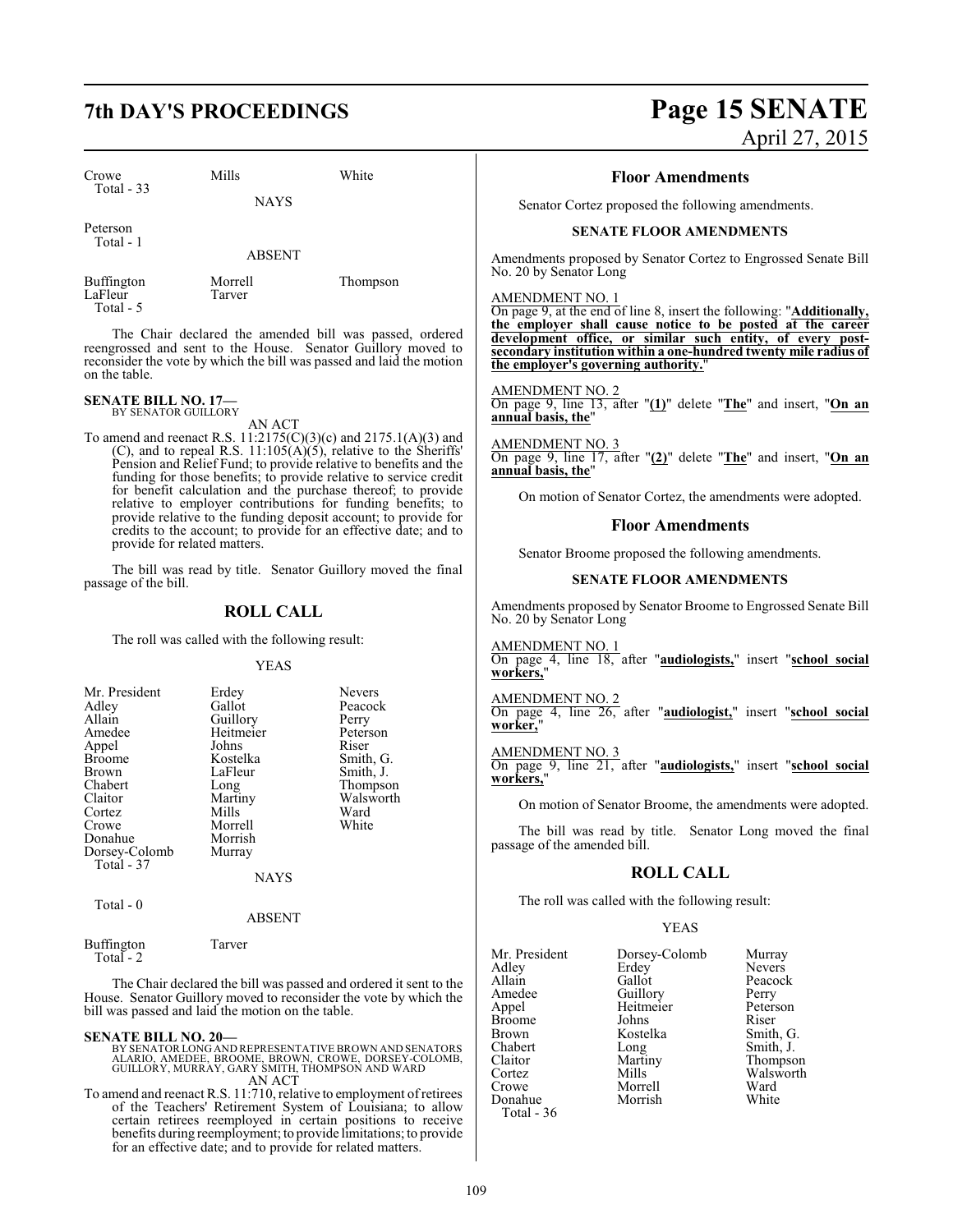| Crowe | Mills | White |
|---|---|---|
| Total - 33 | | |

NAYS

| Peterson |
|---|
| Total - 1 |

ABSENT

| Buffington | Morrell | Thompson |
|---|---|---|
| LaFleur | Tarver | |
| Total - 5 | | |

The Chair declared the amended bill was passed, ordered reengrossed and sent to the House. Senator Guillory moved to reconsider the vote by which the bill was passed and laid the motion on the table.

**SENATE BILL NO. 17—**
BY SENATOR GUILLORY

AN ACT

To amend and reenact R.S. 11:2175(C)(3)(c) and 2175.1(A)(3) and (C), and to repeal R.S. 11:105(A)(5), relative to the Sheriffs' Pension and Relief Fund; to provide relative to benefits and the funding for those benefits; to provide relative to service credit for benefit calculation and the purchase thereof; to provide relative to employer contributions for funding benefits; to provide relative to the funding deposit account; to provide for credits to the account; to provide for an effective date; and to provide for related matters.

The bill was read by title. Senator Guillory moved the final passage of the bill.

## ROLL CALL

The roll was called with the following result:

YEAS

| Mr. President | Erdey | Nevers |
|---|---|---|
| Adley | Gallot | Peacock |
| Allain | Guillory | Perry |
| Amedee | Heitmeier | Peterson |
| Appel | Johns | Riser |
| Broome | Kostelka | Smith, G. |
| Brown | LaFleur | Smith, J. |
| Chabert | Long | Thompson |
| Claitor | Martiny | Walsworth |
| Cortez | Mills | Ward |
| Crowe | Morrell | White |
| Donahue | Morrish | |
| Dorsey-Colomb | Murray | |
| Total - 37 | | |

NAYS

Total - 0

ABSENT

| Buffington | Tarver |
|---|---|
| Total - 2 | |

The Chair declared the bill was passed and ordered it sent to the House. Senator Guillory moved to reconsider the vote by which the bill was passed and laid the motion on the table.

**SENATE BILL NO. 20—**
BY SENATOR LONG AND REPRESENTATIVE BROWN AND SENATORS ALARIO, AMEDEE, BROOME, BROWN, CROWE, DORSEY-COLOMB, GUILLORY, MURRAY, GARY SMITH, THOMPSON AND WARD

AN ACT

To amend and reenact R.S. 11:710, relative to employment of retirees of the Teachers' Retirement System of Louisiana; to allow certain retirees reemployed in certain positions to receive benefits during reemployment; to provide limitations; to provide for an effective date; and to provide for related matters.

## Floor Amendments

Senator Cortez proposed the following amendments.

### SENATE FLOOR AMENDMENTS

Amendments proposed by Senator Cortez to Engrossed Senate Bill No. 20 by Senator Long

AMENDMENT NO. 1
On page 9, at the end of line 8, insert the following: "**Additionally, the employer shall cause notice to be posted at the career development office, or similar such entity, of every post-secondary institution within a one-hundred twenty mile radius of the employer's governing authority.**"

AMENDMENT NO. 2
On page 9, line 13, after "**(1)**" delete "**The**" and insert, "**On an annual basis, the**"

AMENDMENT NO. 3
On page 9, line 17, after "**(2)**" delete "**The**" and insert, "**On an annual basis, the**"

On motion of Senator Cortez, the amendments were adopted.

## Floor Amendments

Senator Broome proposed the following amendments.

### SENATE FLOOR AMENDMENTS

Amendments proposed by Senator Broome to Engrossed Senate Bill No. 20 by Senator Long

AMENDMENT NO. 1
On page 4, line 18, after "**audiologists,**" insert "**school social workers,**"

AMENDMENT NO. 2
On page 4, line 26, after "**audiologist,**" insert "**school social worker,**"

AMENDMENT NO. 3
On page 9, line 21, after "**audiologists,**" insert "**school social workers,**"

On motion of Senator Broome, the amendments were adopted.

The bill was read by title. Senator Long moved the final passage of the amended bill.

## ROLL CALL

The roll was called with the following result:

YEAS

| Mr. President | Dorsey-Colomb | Murray |
|---|---|---|
| Adley | Erdey | Nevers |
| Allain | Gallot | Peacock |
| Amedee | Guillory | Perry |
| Appel | Heitmeier | Peterson |
| Broome | Johns | Riser |
| Brown | Kostelka | Smith, G. |
| Chabert | Long | Smith, J. |
| Claitor | Martiny | Thompson |
| Cortez | Mills | Walsworth |
| Crowe | Morrell | Ward |
| Donahue | Morrish | White |
| Total - 36 | | |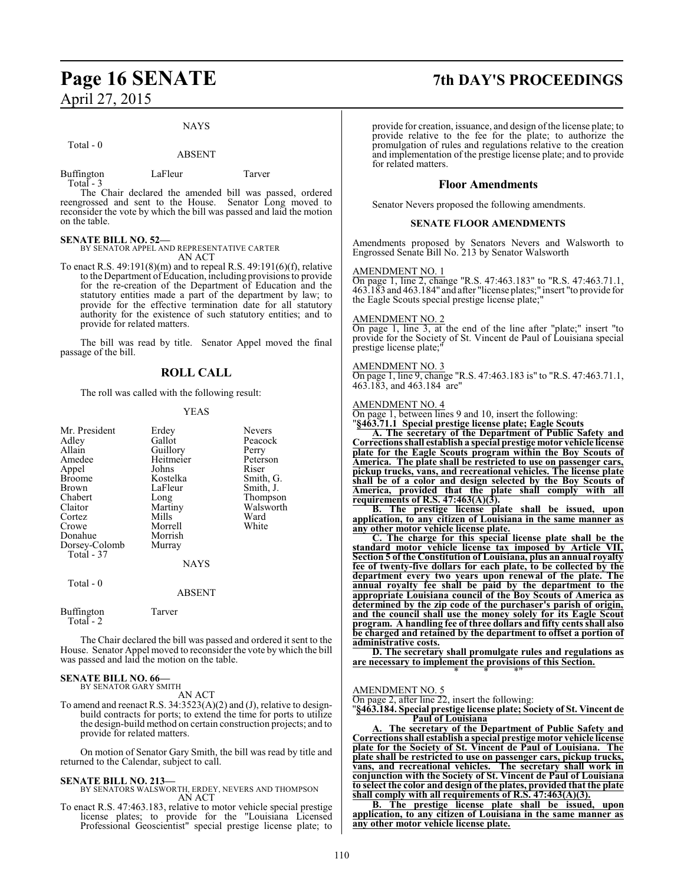NAYS

Total - 0

ABSENT

Buffington LaFleur Tarver
Total - 3

The Chair declared the amended bill was passed, ordered reengrossed and sent to the House. Senator Long moved to reconsider the vote by which the bill was passed and laid the motion on the table.

**SENATE BILL NO. 52—**
BY SENATOR APPEL AND REPRESENTATIVE CARTER
AN ACT

To enact R.S. 49:191(8)(m) and to repeal R.S. 49:191(6)(f), relative to the Department of Education, including provisions to provide for the re-creation of the Department of Education and the statutory entities made a part of the department by law; to provide for the effective termination date for all statutory authority for the existence of such statutory entities; and to provide for related matters.

The bill was read by title. Senator Appel moved the final passage of the bill.

## ROLL CALL

The roll was called with the following result:

YEAS

| | | |
|---|---|---|
| Mr. President | Erdey | Nevers |
| Adley | Gallot | Peacock |
| Allain | Guillory | Perry |
| Amedee | Heitmeier | Peterson |
| Appel | Johns | Riser |
| Broome | Kostelka | Smith, G. |
| Brown | LaFleur | Smith, J. |
| Chabert | Long | Thompson |
| Claitor | Martiny | Walsworth |
| Cortez | Mills | Ward |
| Crowe | Morrell | White |
| Donahue | Morrish | |
| Dorsey-Colomb | Murray | |

Total - 37

NAYS

Total - 0

ABSENT

Buffington Tarver
Total - 2

The Chair declared the bill was passed and ordered it sent to the House. Senator Appel moved to reconsider the vote by which the bill was passed and laid the motion on the table.

**SENATE BILL NO. 66—**
BY SENATOR GARY SMITH
AN ACT

To amend and reenact R.S. 34:3523(A)(2) and (J), relative to design-build contracts for ports; to extend the time for ports to utilize the design-build method on certain construction projects; and to provide for related matters.

On motion of Senator Gary Smith, the bill was read by title and returned to the Calendar, subject to call.

**SENATE BILL NO. 213—**
BY SENATORS WALSWORTH, ERDEY, NEVERS AND THOMPSON
AN ACT

To enact R.S. 47:463.183, relative to motor vehicle special prestige license plates; to provide for the "Louisiana Licensed Professional Geoscientist" special prestige license plate; to provide for creation, issuance, and design of the license plate; to provide relative to the fee for the plate; to authorize the promulgation of rules and regulations relative to the creation and implementation of the prestige license plate; and to provide for related matters.

## Floor Amendments

Senator Nevers proposed the following amendments.

### SENATE FLOOR AMENDMENTS

Amendments proposed by Senators Nevers and Walsworth to Engrossed Senate Bill No. 213 by Senator Walsworth

AMENDMENT NO. 1
On page 1, line 2, change "R.S. 47:463.183" to "R.S. 47:463.71.1, 463.183 and 463.184" and after "license plates;" insert "to provide for the Eagle Scouts special prestige license plate;"

AMENDMENT NO. 2
On page 1, line 3, at the end of the line after "plate;" insert "to provide for the Society of St. Vincent de Paul of Louisiana special prestige license plate;"

AMENDMENT NO. 3
On page 1, line 9, change "R.S. 47:463.183 is" to "R.S. 47:463.71.1, 463.183, and 463.184 are"

AMENDMENT NO. 4
On page 1, between lines 9 and 10, insert the following:
"**§463.71.1 Special prestige license plate; Eagle Scouts**

**A. The secretary of the Department of Public Safety and Corrections shall establish a special prestige motor vehicle license plate for the Eagle Scouts program within the Boy Scouts of America. The plate shall be restricted to use on passenger cars, pickup trucks, vans, and recreational vehicles. The license plate shall be of a color and design selected by the Boy Scouts of America, provided that the plate shall comply with all requirements of R.S. 47:463(A)(3).**

**B. The prestige license plate shall be issued, upon application, to any citizen of Louisiana in the same manner as any other motor vehicle license plate.**

**C. The charge for this special license plate shall be the standard motor vehicle license tax imposed by Article VII, Section 5 of the Constitution of Louisiana, plus an annual royalty fee of twenty-five dollars for each plate, to be collected by the department every two years upon renewal of the plate. The annual royalty fee shall be paid by the department to the appropriate Louisiana council of the Boy Scouts of America as determined by the zip code of the purchaser's parish of origin, and the council shall use the money solely for its Eagle Scout program. A handling fee of three dollars and fifty cents shall also be charged and retained by the department to offset a portion of administrative costs.**

**D. The secretary shall promulgate rules and regulations as are necessary to implement the provisions of this Section.**
\* \* \*"

AMENDMENT NO. 5
On page 2, after line 22, insert the following:
"**§463.184. Special prestige license plate; Society of St. Vincent de Paul of Louisiana**

**A. The secretary of the Department of Public Safety and Corrections shall establish a special prestige motor vehicle license plate for the Society of St. Vincent de Paul of Louisiana. The plate shall be restricted to use on passenger cars, pickup trucks, vans, and recreational vehicles. The secretary shall work in conjunction with the Society of St. Vincent de Paul of Louisiana to select the color and design of the plates, provided that the plate shall comply with all requirements of R.S. 47:463(A)(3).**

**B. The prestige license plate shall be issued, upon application, to any citizen of Louisiana in the same manner as any other motor vehicle license plate.**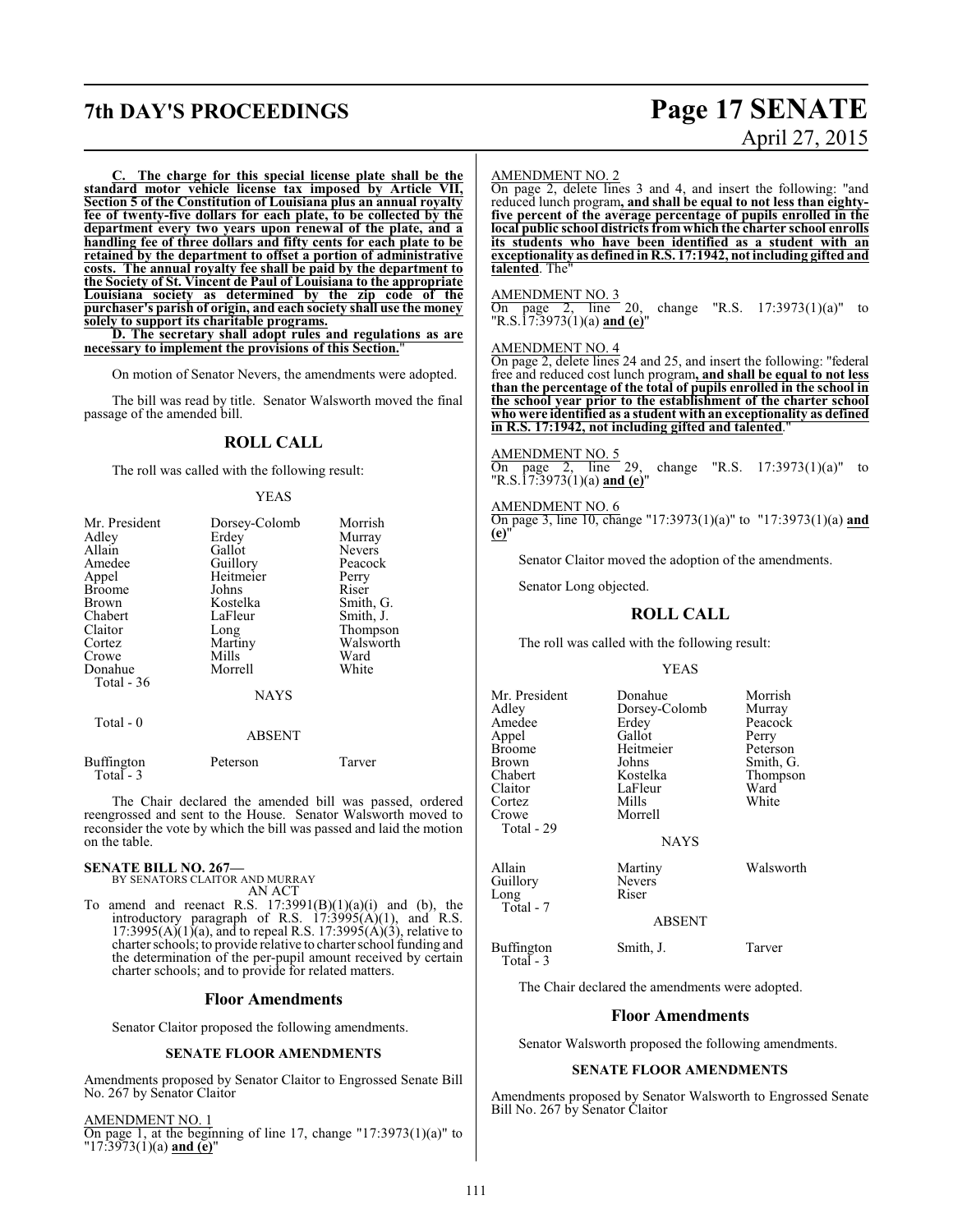**C. The charge for this special license plate shall be the standard motor vehicle license tax imposed by Article VII, Section 5 of the Constitution of Louisiana plus an annual royalty fee of twenty-five dollars for each plate, to be collected by the department every two years upon renewal of the plate, and a handling fee of three dollars and fifty cents for each plate to be retained by the department to offset a portion of administrative costs. The annual royalty fee shall be paid by the department to the Society of St. Vincent de Paul of Louisiana to the appropriate Louisiana society as determined by the zip code of the purchaser's parish of origin, and each society shall use the money solely to support its charitable programs.**

**D. The secretary shall adopt rules and regulations as are necessary to implement the provisions of this Section.**"

On motion of Senator Nevers, the amendments were adopted.

The bill was read by title. Senator Walsworth moved the final passage of the amended bill.

## ROLL CALL

The roll was called with the following result:

YEAS

| | | |
|---|---|---|
| Mr. President | Dorsey-Colomb | Morrish |
| Adley | Erdey | Murray |
| Allain | Gallot | Nevers |
| Amedee | Guillory | Peacock |
| Appel | Heitmeier | Perry |
| Broome | Johns | Riser |
| Brown | Kostelka | Smith, G. |
| Chabert | LaFleur | Smith, J. |
| Claitor | Long | Thompson |
| Cortez | Martiny | Walsworth |
| Crowe | Mills | Ward |
| Donahue | Morrell | White |

Total - 36

NAYS

Total - 0

ABSENT

| | | |
|---|---|---|
| Buffington | Peterson | Tarver |

Total - 3

The Chair declared the amended bill was passed, ordered reengrossed and sent to the House. Senator Walsworth moved to reconsider the vote by which the bill was passed and laid the motion on the table.

**SENATE BILL NO. 267—**
BY SENATORS CLAITOR AND MURRAY
AN ACT

To amend and reenact R.S. 17:3991(B)(1)(a)(i) and (b), the introductory paragraph of R.S. 17:3995(A)(1), and R.S. 17:3995(A)(1)(a), and to repeal R.S. 17:3995(A)(3), relative to charter schools; to provide relative to charter school funding and the determination of the per-pupil amount received by certain charter schools; and to provide for related matters.

## Floor Amendments

Senator Claitor proposed the following amendments.

### SENATE FLOOR AMENDMENTS

Amendments proposed by Senator Claitor to Engrossed Senate Bill No. 267 by Senator Claitor

AMENDMENT NO. 1
On page 1, at the beginning of line 17, change "17:3973(1)(a)" to "17:3973(1)(a) **and (e)**"

AMENDMENT NO. 2
On page 2, delete lines 3 and 4, and insert the following: "and reduced lunch program**, and shall be equal to not less than eighty-five percent of the average percentage of pupils enrolled in the local public school districts from which the charter school enrolls its students who have been identified as a student with an exceptionality as defined in R.S. 17:1942, not including gifted and talented**. The"

AMENDMENT NO. 3
On page 2, line 20, change "R.S. 17:3973(1)(a)" to "R.S.17:3973(1)(a) **and (e)**"

AMENDMENT NO. 4
On page 2, delete lines 24 and 25, and insert the following: "federal free and reduced cost lunch program**, and shall be equal to not less than the percentage of the total of pupils enrolled in the school in the school year prior to the establishment of the charter school who were identified as a student with an exceptionality as defined in R.S. 17:1942, not including gifted and talented**."

AMENDMENT NO. 5
On page 2, line 29, change "R.S. 17:3973(1)(a)" to "R.S.17:3973(1)(a) **and (e)**"

AMENDMENT NO. 6
On page 3, line 10, change "17:3973(1)(a)" to "17:3973(1)(a) **and (e)**"

Senator Claitor moved the adoption of the amendments.

Senator Long objected.

## ROLL CALL

The roll was called with the following result:

YEAS

| | | |
|---|---|---|
| Mr. President | Donahue | Morrish |
| Adley | Dorsey-Colomb | Murray |
| Amedee | Erdey | Peacock |
| Appel | Gallot | Perry |
| Broome | Heitmeier | Peterson |
| Brown | Johns | Smith, G. |
| Chabert | Kostelka | Thompson |
| Claitor | LaFleur | Ward |
| Cortez | Mills | White |
| Crowe | Morrell | |

Total - 29

NAYS

| | | |
|---|---|---|
| Allain | Martiny | Walsworth |
| Guillory | Nevers | |
| Long | Riser | |

Total - 7

ABSENT

| | | |
|---|---|---|
| Buffington | Smith, J. | Tarver |

Total - 3

The Chair declared the amendments were adopted.

## Floor Amendments

Senator Walsworth proposed the following amendments.

### SENATE FLOOR AMENDMENTS

Amendments proposed by Senator Walsworth to Engrossed Senate Bill No. 267 by Senator Claitor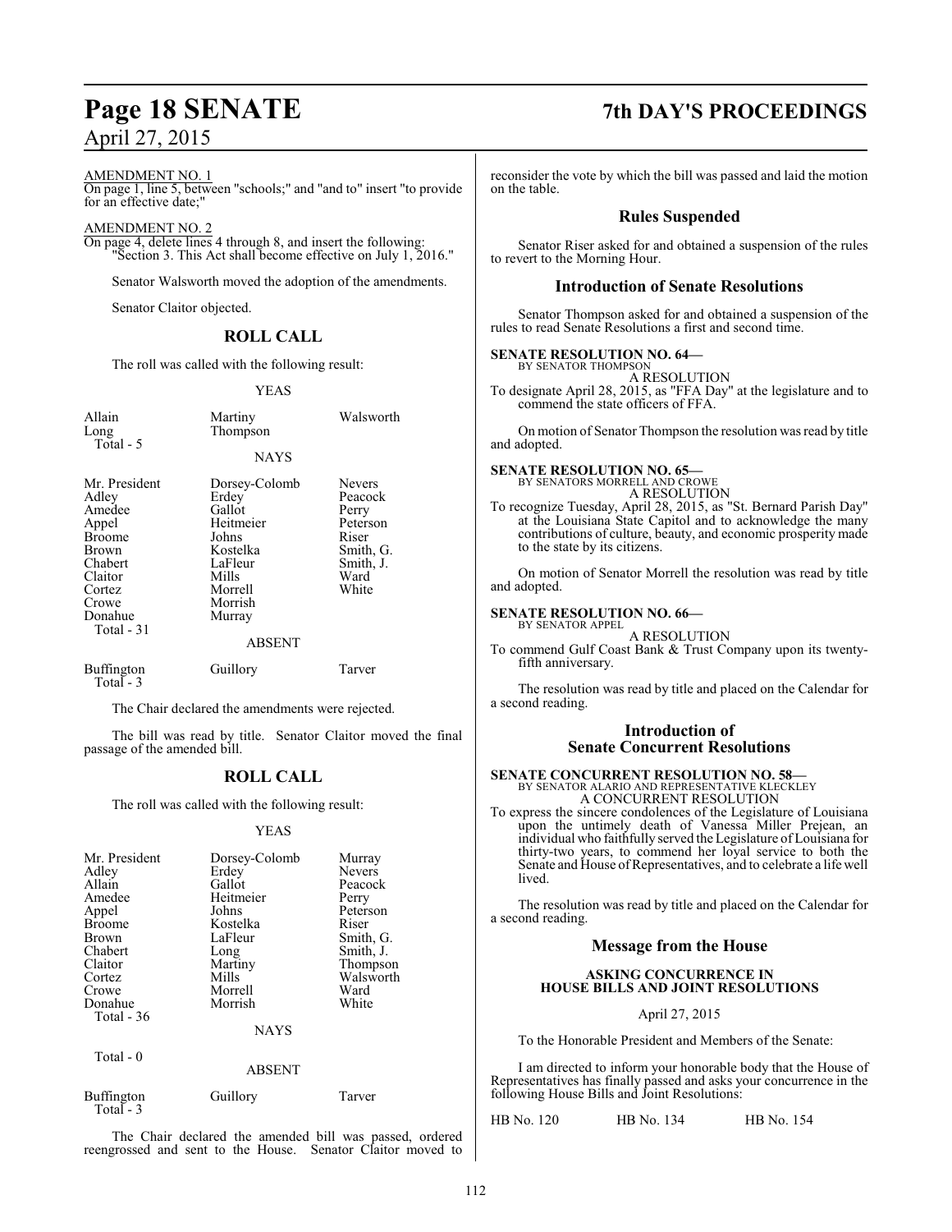AMENDMENT NO. 1

On page 1, line 5, between "schools;" and "and to" insert "to provide for an effective date;"

AMENDMENT NO. 2

On page 4, delete lines 4 through 8, and insert the following:
"Section 3. This Act shall become effective on July 1, 2016."

Senator Walsworth moved the adoption of the amendments.

Senator Claitor objected.

## ROLL CALL

The roll was called with the following result:

YEAS

| | | |
|---|---|---|
| Allain | Martiny | Walsworth |
| Long | Thompson | |

Total - 5

NAYS

| | | |
|---|---|---|
| Mr. President | Dorsey-Colomb | Nevers |
| Adley | Erdey | Peacock |
| Amedee | Gallot | Perry |
| Appel | Heitmeier | Peterson |
| Broome | Johns | Riser |
| Brown | Kostelka | Smith, G. |
| Chabert | LaFleur | Smith, J. |
| Claitor | Mills | Ward |
| Cortez | Morrell | White |
| Crowe | Morrish | |
| Donahue | Murray | |

Total - 31

ABSENT

| | | |
|---|---|---|
| Buffington | Guillory | Tarver |

Total - 3

The Chair declared the amendments were rejected.

The bill was read by title. Senator Claitor moved the final passage of the amended bill.

## ROLL CALL

The roll was called with the following result:

YEAS

| | | |
|---|---|---|
| Mr. President | Dorsey-Colomb | Murray |
| Adley | Erdey | Nevers |
| Allain | Gallot | Peacock |
| Amedee | Heitmeier | Perry |
| Appel | Johns | Peterson |
| Broome | Kostelka | Riser |
| Brown | LaFleur | Smith, G. |
| Chabert | Long | Smith, J. |
| Claitor | Martiny | Thompson |
| Cortez | Mills | Walsworth |
| Crowe | Morrell | Ward |
| Donahue | Morrish | White |

Total - 36

NAYS

Total - 0

ABSENT

| | | |
|---|---|---|
| Buffington | Guillory | Tarver |

Total - 3

The Chair declared the amended bill was passed, ordered reengrossed and sent to the House. Senator Claitor moved to reconsider the vote by which the bill was passed and laid the motion on the table.

## Rules Suspended

Senator Riser asked for and obtained a suspension of the rules to revert to the Morning Hour.

## Introduction of Senate Resolutions

Senator Thompson asked for and obtained a suspension of the rules to read Senate Resolutions a first and second time.

**SENATE RESOLUTION NO. 64—**
BY SENATOR THOMPSON

A RESOLUTION

To designate April 28, 2015, as "FFA Day" at the legislature and to commend the state officers of FFA.

On motion of Senator Thompson the resolution was read by title and adopted.

**SENATE RESOLUTION NO. 65—**
BY SENATORS MORRELL AND CROWE

A RESOLUTION

To recognize Tuesday, April 28, 2015, as "St. Bernard Parish Day" at the Louisiana State Capitol and to acknowledge the many contributions of culture, beauty, and economic prosperity made to the state by its citizens.

On motion of Senator Morrell the resolution was read by title and adopted.

**SENATE RESOLUTION NO. 66—**
BY SENATOR APPEL

A RESOLUTION

To commend Gulf Coast Bank & Trust Company upon its twenty-fifth anniversary.

The resolution was read by title and placed on the Calendar for a second reading.

## Introduction of Senate Concurrent Resolutions

**SENATE CONCURRENT RESOLUTION NO. 58—**
BY SENATOR ALARIO AND REPRESENTATIVE KLECKLEY

A CONCURRENT RESOLUTION

To express the sincere condolences of the Legislature of Louisiana upon the untimely death of Vanessa Miller Prejean, an individual who faithfully served the Legislature of Louisiana for thirty-two years, to commend her loyal service to both the Senate and House of Representatives, and to celebrate a life well lived.

The resolution was read by title and placed on the Calendar for a second reading.

## Message from the House

### ASKING CONCURRENCE IN HOUSE BILLS AND JOINT RESOLUTIONS

April 27, 2015

To the Honorable President and Members of the Senate:

I am directed to inform your honorable body that the House of Representatives has finally passed and asks your concurrence in the following House Bills and Joint Resolutions:

| | | |
|---|---|---|
| HB No. 120 | HB No. 134 | HB No. 154 |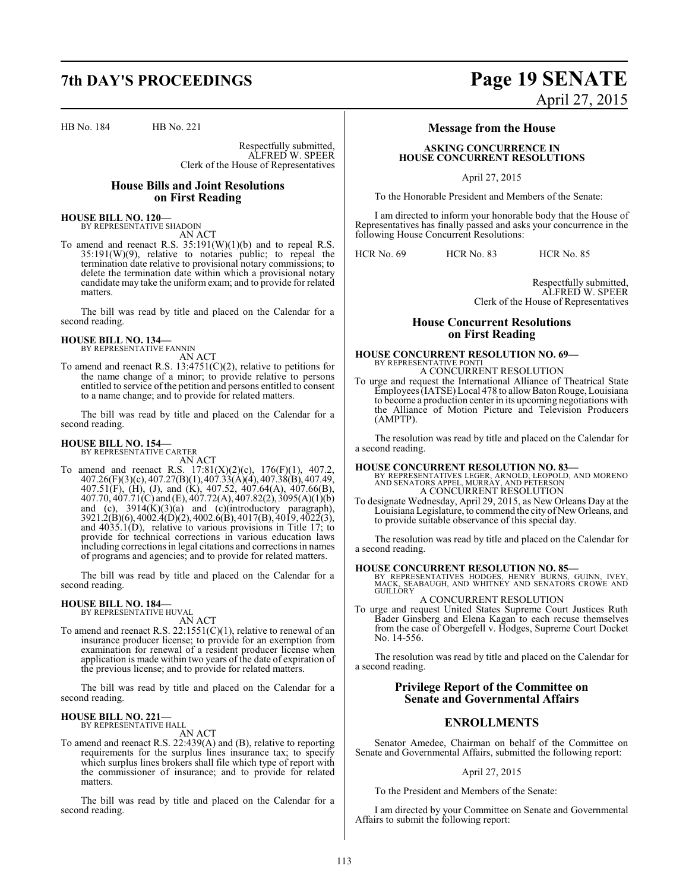HB No. 184    HB No. 221

Respectfully submitted,
ALFRED W. SPEER
Clerk of the House of Representatives

## House Bills and Joint Resolutions on First Reading

**HOUSE BILL NO. 120—**
BY REPRESENTATIVE SHADOIN
AN ACT

To amend and reenact R.S. 35:191(W)(1)(b) and to repeal R.S. 35:191(W)(9), relative to notaries public; to repeal the termination date relative to provisional notary commissions; to delete the termination date within which a provisional notary candidate may take the uniform exam; and to provide for related matters.

The bill was read by title and placed on the Calendar for a second reading.

**HOUSE BILL NO. 134—**
BY REPRESENTATIVE FANNIN
AN ACT

To amend and reenact R.S. 13:4751(C)(2), relative to petitions for the name change of a minor; to provide relative to persons entitled to service of the petition and persons entitled to consent to a name change; and to provide for related matters.

The bill was read by title and placed on the Calendar for a second reading.

**HOUSE BILL NO. 154—**
BY REPRESENTATIVE CARTER
AN ACT

To amend and reenact R.S. 17:81(X)(2)(c), 176(F)(1), 407.2, 407.26(F)(3)(c), 407.27(B)(1), 407.33(A)(4), 407.38(B), 407.49, 407.51(F), (H), (J), and (K), 407.52, 407.64(A), 407.66(B), 407.70, 407.71(C) and (E), 407.72(A), 407.82(2), 3095(A)(1)(b) and (c), 3914(K)(3)(a) and (c)(introductory paragraph), 3921.2(B)(6), 4002.4(D)(2), 4002.6(B), 4017(B), 4019, 4022(3), and 4035.1(D), relative to various provisions in Title 17; to provide for technical corrections in various education laws including corrections in legal citations and corrections in names of programs and agencies; and to provide for related matters.

The bill was read by title and placed on the Calendar for a second reading.

**HOUSE BILL NO. 184—**
BY REPRESENTATIVE HUVAL
AN ACT

To amend and reenact R.S. 22:1551(C)(1), relative to renewal of an insurance producer license; to provide for an exemption from examination for renewal of a resident producer license when application is made within two years of the date of expiration of the previous license; and to provide for related matters.

The bill was read by title and placed on the Calendar for a second reading.

**HOUSE BILL NO. 221—**
BY REPRESENTATIVE HALL
AN ACT

To amend and reenact R.S. 22:439(A) and (B), relative to reporting requirements for the surplus lines insurance tax; to specify which surplus lines brokers shall file which type of report with the commissioner of insurance; and to provide for related matters.

The bill was read by title and placed on the Calendar for a second reading.

## Message from the House

**ASKING CONCURRENCE IN HOUSE CONCURRENT RESOLUTIONS**

April 27, 2015

To the Honorable President and Members of the Senate:

I am directed to inform your honorable body that the House of Representatives has finally passed and asks your concurrence in the following House Concurrent Resolutions:

HCR No. 69    HCR No. 83    HCR No. 85

Respectfully submitted,
ALFRED W. SPEER
Clerk of the House of Representatives

## House Concurrent Resolutions on First Reading

**HOUSE CONCURRENT RESOLUTION NO. 69—**
BY REPRESENTATIVE PONTI
A CONCURRENT RESOLUTION

To urge and request the International Alliance of Theatrical State Employees (IATSE) Local 478 to allow Baton Rouge, Louisiana to become a production center in its upcoming negotiations with the Alliance of Motion Picture and Television Producers (AMPTP).

The resolution was read by title and placed on the Calendar for a second reading.

**HOUSE CONCURRENT RESOLUTION NO. 83—**
BY REPRESENTATIVES LEGER, ARNOLD, LEOPOLD, AND MORENO AND SENATORS APPEL, MURRAY, AND PETERSON
A CONCURRENT RESOLUTION

To designate Wednesday, April 29, 2015, as New Orleans Day at the Louisiana Legislature, to commend the city of New Orleans, and to provide suitable observance of this special day.

The resolution was read by title and placed on the Calendar for a second reading.

**HOUSE CONCURRENT RESOLUTION NO. 85—**
BY REPRESENTATIVES HODGES, HENRY BURNS, GUINN, IVEY, MACK, SEABAUGH, AND WHITNEY AND SENATORS CROWE AND GUILLORY
A CONCURRENT RESOLUTION

To urge and request United States Supreme Court Justices Ruth Bader Ginsberg and Elena Kagan to each recuse themselves from the case of Obergefell v. Hodges, Supreme Court Docket No. 14-556.

The resolution was read by title and placed on the Calendar for a second reading.

## Privilege Report of the Committee on Senate and Governmental Affairs

## ENROLLMENTS

Senator Amedee, Chairman on behalf of the Committee on Senate and Governmental Affairs, submitted the following report:

April 27, 2015

To the President and Members of the Senate:

I am directed by your Committee on Senate and Governmental Affairs to submit the following report: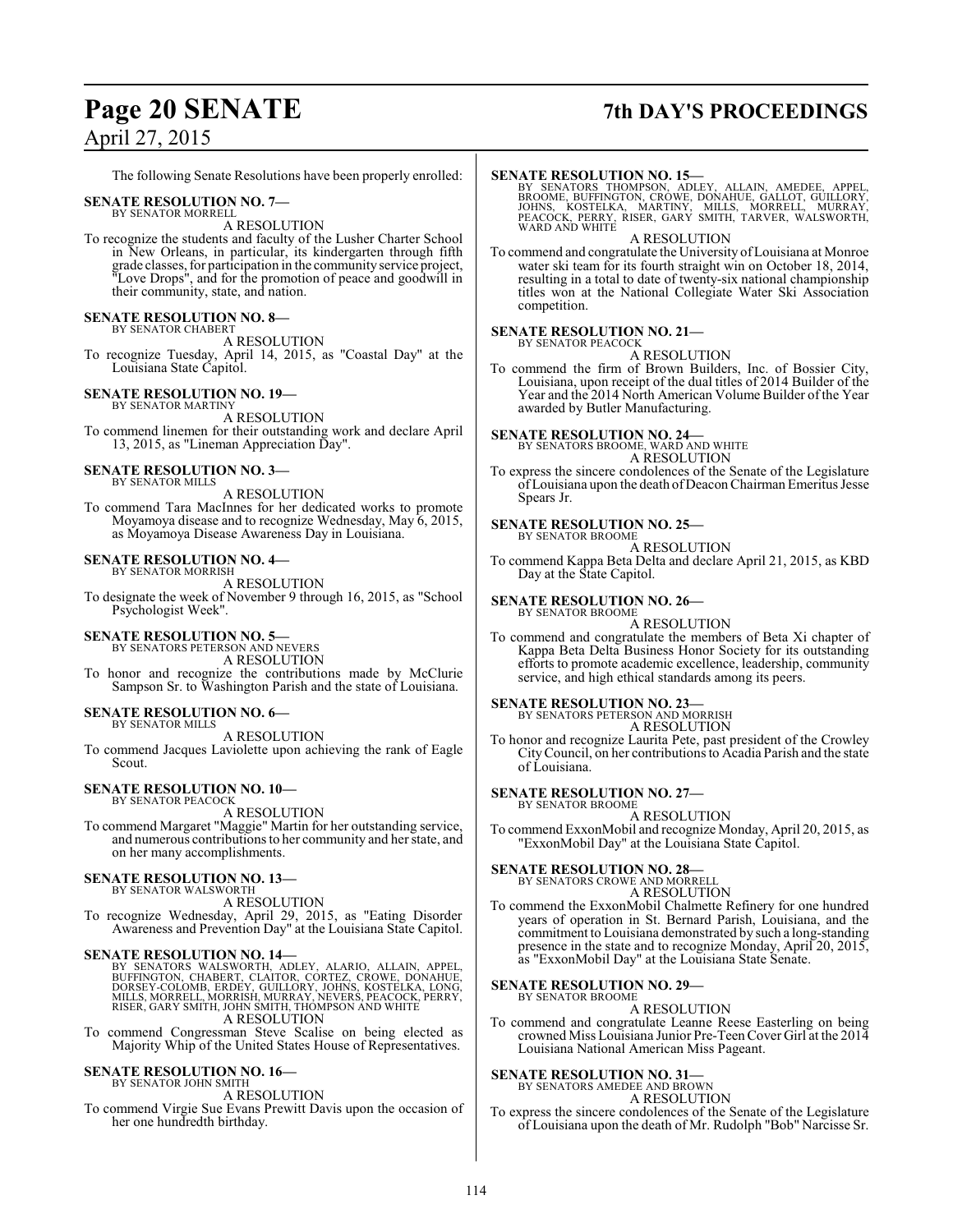The following Senate Resolutions have been properly enrolled:

**SENATE RESOLUTION NO. 7—**
BY SENATOR MORRELL

A RESOLUTION

To recognize the students and faculty of the Lusher Charter School in New Orleans, in particular, its kindergarten through fifth grade classes, for participation in the community service project, "Love Drops", and for the promotion of peace and goodwill in their community, state, and nation.

**SENATE RESOLUTION NO. 8—**
BY SENATOR CHABERT

A RESOLUTION

To recognize Tuesday, April 14, 2015, as "Coastal Day" at the Louisiana State Capitol.

**SENATE RESOLUTION NO. 19—**
BY SENATOR MARTINY

A RESOLUTION

To commend linemen for their outstanding work and declare April 13, 2015, as "Lineman Appreciation Day".

**SENATE RESOLUTION NO. 3—**
BY SENATOR MILLS

A RESOLUTION

To commend Tara MacInnes for her dedicated works to promote Moyamoya disease and to recognize Wednesday, May 6, 2015, as Moyamoya Disease Awareness Day in Louisiana.

**SENATE RESOLUTION NO. 4—**
BY SENATOR MORRISH

A RESOLUTION

To designate the week of November 9 through 16, 2015, as "School Psychologist Week".

**SENATE RESOLUTION NO. 5—**
BY SENATORS PETERSON AND NEVERS

A RESOLUTION

To honor and recognize the contributions made by McClurie Sampson Sr. to Washington Parish and the state of Louisiana.

**SENATE RESOLUTION NO. 6—**
BY SENATOR MILLS

A RESOLUTION

To commend Jacques Laviolette upon achieving the rank of Eagle Scout.

**SENATE RESOLUTION NO. 10—**
BY SENATOR PEACOCK

A RESOLUTION

To commend Margaret "Maggie" Martin for her outstanding service, and numerous contributions to her community and her state, and on her many accomplishments.

**SENATE RESOLUTION NO. 13—**
BY SENATOR WALSWORTH

A RESOLUTION

To recognize Wednesday, April 29, 2015, as "Eating Disorder Awareness and Prevention Day" at the Louisiana State Capitol.

**SENATE RESOLUTION NO. 14—**
BY SENATORS WALSWORTH, ADLEY, ALARIO, ALLAIN, APPEL, BUFFINGTON, CHABERT, CLAITOR, CORTEZ, CROWE, DONAHUE, DORSEY-COLOMB, ERDEY, GUILLORY, JOHNS, KOSTELKA, LONG, MILLS, MORRELL, MORRISH, MURRAY, NEVERS, PEACOCK, PERRY, RISER, GARY SMITH, JOHN SMITH, THOMPSON AND WHITE

A RESOLUTION

To commend Congressman Steve Scalise on being elected as Majority Whip of the United States House of Representatives.

**SENATE RESOLUTION NO. 16—**
BY SENATOR JOHN SMITH

A RESOLUTION

To commend Virgie Sue Evans Prewitt Davis upon the occasion of her one hundredth birthday.

**SENATE RESOLUTION NO. 15—**
BY SENATORS THOMPSON, ADLEY, ALLAIN, AMEDEE, APPEL, BROOME, BUFFINGTON, CROWE, DONAHUE, GALLOT, GUILLORY, JOHNS, KOSTELKA, MARTINY, MILLS, MORRELL, MURRAY, PEACOCK, PERRY, RISER, GARY SMITH, TARVER, WALSWORTH, WARD AND WHITE

A RESOLUTION

To commend and congratulate the University of Louisiana at Monroe water ski team for its fourth straight win on October 18, 2014, resulting in a total to date of twenty-six national championship titles won at the National Collegiate Water Ski Association competition.

**SENATE RESOLUTION NO. 21—**
BY SENATOR PEACOCK

A RESOLUTION

To commend the firm of Brown Builders, Inc. of Bossier City, Louisiana, upon receipt of the dual titles of 2014 Builder of the Year and the 2014 North American Volume Builder of the Year awarded by Butler Manufacturing.

**SENATE RESOLUTION NO. 24—**
BY SENATORS BROOME, WARD AND WHITE

A RESOLUTION

To express the sincere condolences of the Senate of the Legislature of Louisiana upon the death of Deacon Chairman Emeritus Jesse Spears Jr.

**SENATE RESOLUTION NO. 25—**
BY SENATOR BROOME

A RESOLUTION

To commend Kappa Beta Delta and declare April 21, 2015, as KBD Day at the State Capitol.

**SENATE RESOLUTION NO. 26—**
BY SENATOR BROOME

A RESOLUTION

To commend and congratulate the members of Beta Xi chapter of Kappa Beta Delta Business Honor Society for its outstanding efforts to promote academic excellence, leadership, community service, and high ethical standards among its peers.

**SENATE RESOLUTION NO. 23—**
BY SENATORS PETERSON AND MORRISH

A RESOLUTION

To honor and recognize Laurita Pete, past president of the Crowley City Council, on her contributions to Acadia Parish and the state of Louisiana.

**SENATE RESOLUTION NO. 27—**
BY SENATOR BROOME

A RESOLUTION

To commend ExxonMobil and recognize Monday, April 20, 2015, as "ExxonMobil Day" at the Louisiana State Capitol.

**SENATE RESOLUTION NO. 28—**
BY SENATORS CROWE AND MORRELL

A RESOLUTION

To commend the ExxonMobil Chalmette Refinery for one hundred years of operation in St. Bernard Parish, Louisiana, and the commitment to Louisiana demonstrated by such a long-standing presence in the state and to recognize Monday, April 20, 2015, as "ExxonMobil Day" at the Louisiana State Senate.

**SENATE RESOLUTION NO. 29—**
BY SENATOR BROOME

A RESOLUTION

To commend and congratulate Leanne Reese Easterling on being crowned Miss Louisiana Junior Pre-Teen Cover Girl at the 2014 Louisiana National American Miss Pageant.

**SENATE RESOLUTION NO. 31—**
BY SENATORS AMEDEE AND BROWN

A RESOLUTION

To express the sincere condolences of the Senate of the Legislature of Louisiana upon the death of Mr. Rudolph "Bob" Narcisse Sr.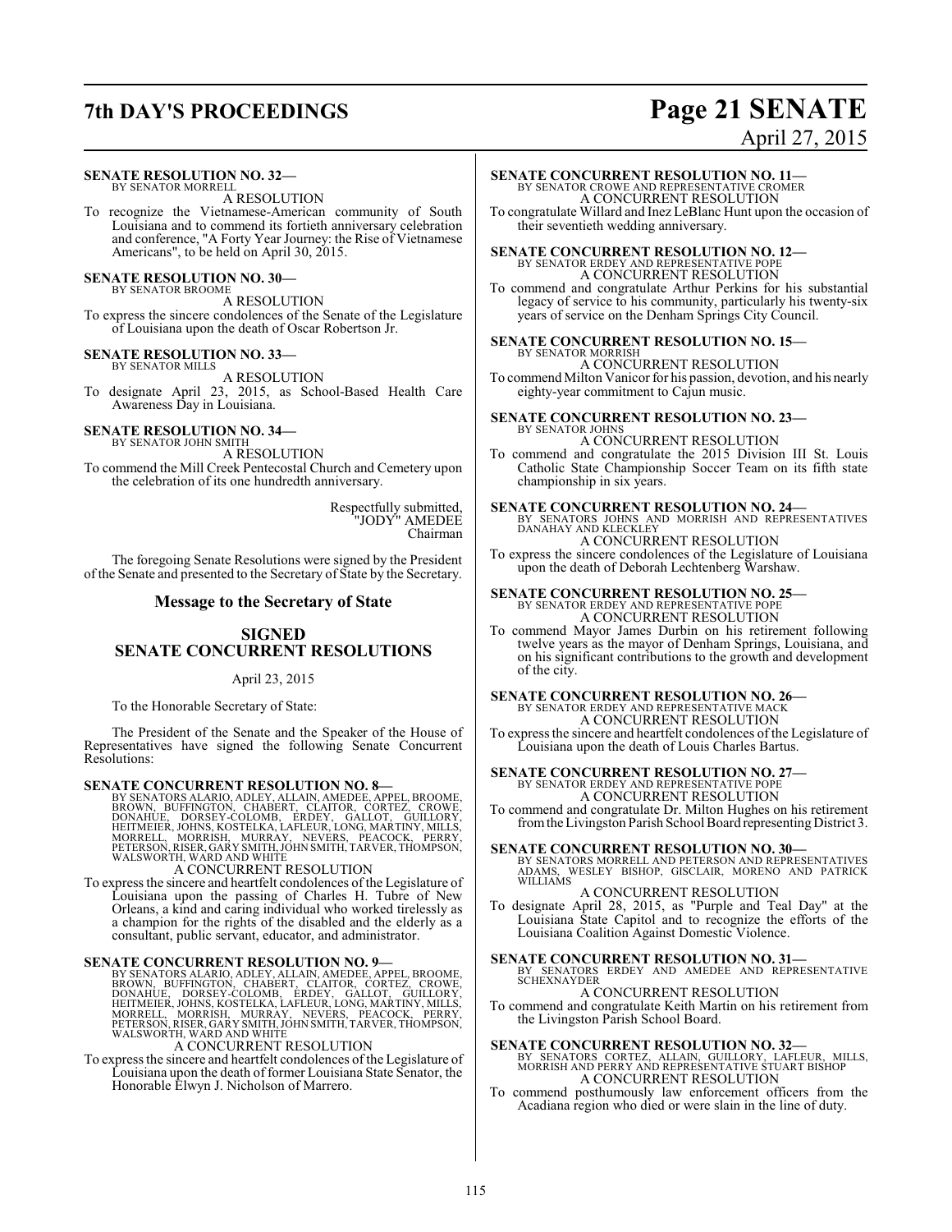**SENATE RESOLUTION NO. 32—**
BY SENATOR MORRELL

A RESOLUTION

To recognize the Vietnamese-American community of South Louisiana and to commend its fortieth anniversary celebration and conference, "A Forty Year Journey: the Rise of Vietnamese Americans", to be held on April 30, 2015.

**SENATE RESOLUTION NO. 30—**
BY SENATOR BROOME

A RESOLUTION

To express the sincere condolences of the Senate of the Legislature of Louisiana upon the death of Oscar Robertson Jr.

**SENATE RESOLUTION NO. 33—**
BY SENATOR MILLS

A RESOLUTION

To designate April 23, 2015, as School-Based Health Care Awareness Day in Louisiana.

**SENATE RESOLUTION NO. 34—**
BY SENATOR JOHN SMITH

A RESOLUTION

To commend the Mill Creek Pentecostal Church and Cemetery upon the celebration of its one hundredth anniversary.

Respectfully submitted,
"JODY" AMEDEE
Chairman

The foregoing Senate Resolutions were signed by the President of the Senate and presented to the Secretary of State by the Secretary.

## Message to the Secretary of State

## SIGNED SENATE CONCURRENT RESOLUTIONS

April 23, 2015

To the Honorable Secretary of State:

The President of the Senate and the Speaker of the House of Representatives have signed the following Senate Concurrent Resolutions:

**SENATE CONCURRENT RESOLUTION NO. 8—**
BY SENATORS ALARIO, ADLEY, ALLAIN, AMEDEE, APPEL, BROOME, BROWN, BUFFINGTON, CHABERT, CLAITOR, CORTEZ, CROWE, DONAHUE, DORSEY-COLOMB, ERDEY, GALLOT, GUILLORY, HEITMEIER, JOHNS, KOSTELKA, LAFLEUR, LONG, MARTINY, MILLS, MORRELL, MORRISH, MURRAY, NEVERS, PEACOCK, PERRY, PETERSON, RISER, GARY SMITH, JOHN SMITH, TARVER, THOMPSON, WALSWORTH, WARD AND WHITE

A CONCURRENT RESOLUTION

To express the sincere and heartfelt condolences of the Legislature of Louisiana upon the passing of Charles H. Tubre of New Orleans, a kind and caring individual who worked tirelessly as a champion for the rights of the disabled and the elderly as a consultant, public servant, educator, and administrator.

**SENATE CONCURRENT RESOLUTION NO. 9—**
BY SENATORS ALARIO, ADLEY, ALLAIN, AMEDEE, APPEL, BROOME, BROWN, BUFFINGTON, CHABERT, CLAITOR, CORTEZ, CROWE, DONAHUE, DORSEY-COLOMB, ERDEY, GALLOT, GUILLORY, HEITMEIER, JOHNS, KOSTELKA, LAFLEUR, LONG, MARTINY, MILLS, MORRELL, MORRISH, MURRAY, NEVERS, PEACOCK, PERRY, PETERSON, RISER, GARY SMITH, JOHN SMITH, TARVER, THOMPSON, WALSWORTH, WARD AND WHITE

A CONCURRENT RESOLUTION

To express the sincere and heartfelt condolences of the Legislature of Louisiana upon the death of former Louisiana State Senator, the Honorable Elwyn J. Nicholson of Marrero.

**SENATE CONCURRENT RESOLUTION NO. 11—**
BY SENATOR CROWE AND REPRESENTATIVE CROMER

A CONCURRENT RESOLUTION

To congratulate Willard and Inez LeBlanc Hunt upon the occasion of their seventieth wedding anniversary.

**SENATE CONCURRENT RESOLUTION NO. 12—**
BY SENATOR ERDEY AND REPRESENTATIVE POPE

A CONCURRENT RESOLUTION

To commend and congratulate Arthur Perkins for his substantial legacy of service to his community, particularly his twenty-six years of service on the Denham Springs City Council.

**SENATE CONCURRENT RESOLUTION NO. 15—**
BY SENATOR MORRISH

A CONCURRENT RESOLUTION

To commend Milton Vanicor for his passion, devotion, and his nearly eighty-year commitment to Cajun music.

**SENATE CONCURRENT RESOLUTION NO. 23—**
BY SENATOR JOHNS

A CONCURRENT RESOLUTION

To commend and congratulate the 2015 Division III St. Louis Catholic State Championship Soccer Team on its fifth state championship in six years.

**SENATE CONCURRENT RESOLUTION NO. 24—**
BY SENATORS JOHNS AND MORRISH AND REPRESENTATIVES DANAHAY AND KLECKLEY

A CONCURRENT RESOLUTION

To express the sincere condolences of the Legislature of Louisiana upon the death of Deborah Lechtenberg Warshaw.

**SENATE CONCURRENT RESOLUTION NO. 25—**
BY SENATOR ERDEY AND REPRESENTATIVE POPE

A CONCURRENT RESOLUTION

To commend Mayor James Durbin on his retirement following twelve years as the mayor of Denham Springs, Louisiana, and on his significant contributions to the growth and development of the city.

**SENATE CONCURRENT RESOLUTION NO. 26—**
BY SENATOR ERDEY AND REPRESENTATIVE MACK

A CONCURRENT RESOLUTION

To express the sincere and heartfelt condolences of the Legislature of Louisiana upon the death of Louis Charles Bartus.

**SENATE CONCURRENT RESOLUTION NO. 27—**
BY SENATOR ERDEY AND REPRESENTATIVE POPE

A CONCURRENT RESOLUTION

To commend and congratulate Dr. Milton Hughes on his retirement from the Livingston Parish School Board representing District 3.

**SENATE CONCURRENT RESOLUTION NO. 30—**
BY SENATORS MORRELL AND PETERSON AND REPRESENTATIVES ADAMS, WESLEY BISHOP, GISCLAIR, MORENO AND PATRICK WILLIAMS

A CONCURRENT RESOLUTION

To designate April 28, 2015, as "Purple and Teal Day" at the Louisiana State Capitol and to recognize the efforts of the Louisiana Coalition Against Domestic Violence.

**SENATE CONCURRENT RESOLUTION NO. 31—**
BY SENATORS ERDEY AND AMEDEE AND REPRESENTATIVE SCHEXNAYDER

A CONCURRENT RESOLUTION

To commend and congratulate Keith Martin on his retirement from the Livingston Parish School Board.

**SENATE CONCURRENT RESOLUTION NO. 32—**
BY SENATORS CORTEZ, ALLAIN, GUILLORY, LAFLEUR, MILLS, MORRISH AND PERRY AND REPRESENTATIVE STUART BISHOP

A CONCURRENT RESOLUTION

To commend posthumously law enforcement officers from the Acadiana region who died or were slain in the line of duty.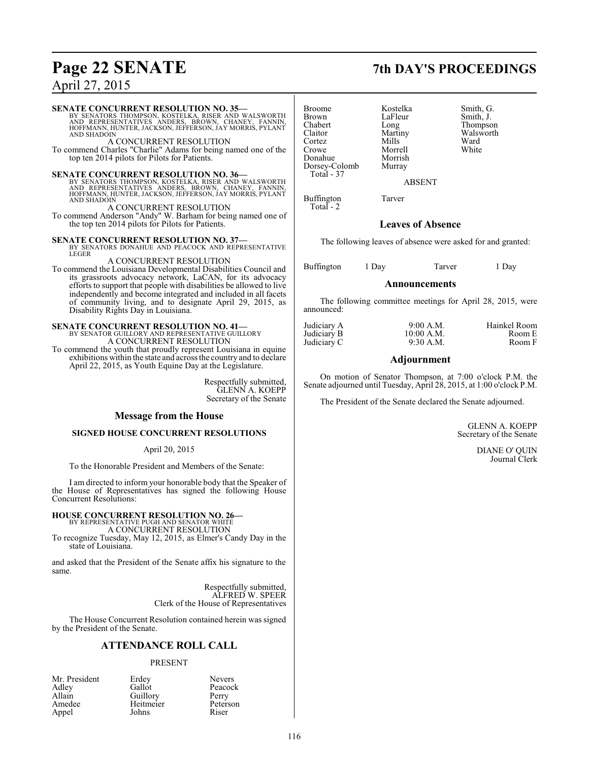**SENATE CONCURRENT RESOLUTION NO. 35—**
BY SENATORS THOMPSON, KOSTELKA, RISER AND WALSWORTH AND REPRESENTATIVES ANDERS, BROWN, CHANEY, FANNIN, HOFFMANN, HUNTER, JACKSON, JEFFERSON, JAY MORRIS, PYLANT AND SHADOIN

A CONCURRENT RESOLUTION

To commend Charles "Charlie" Adams for being named one of the top ten 2014 pilots for Pilots for Patients.

**SENATE CONCURRENT RESOLUTION NO. 36—**
BY SENATORS THOMPSON, KOSTELKA, RISER AND WALSWORTH AND REPRESENTATIVES ANDERS, BROWN, CHANEY, FANNIN, HOFFMANN, HUNTER, JACKSON, JEFFERSON, JAY MORRIS, PYLANT AND SHADOIN

A CONCURRENT RESOLUTION

To commend Anderson "Andy" W. Barham for being named one of the top ten 2014 pilots for Pilots for Patients.

**SENATE CONCURRENT RESOLUTION NO. 37—**
BY SENATORS DONAHUE AND PEACOCK AND REPRESENTATIVE LEGER

A CONCURRENT RESOLUTION

To commend the Louisiana Developmental Disabilities Council and its grassroots advocacy network, LaCAN, for its advocacy efforts to support that people with disabilities be allowed to live independently and become integrated and included in all facets of community living, and to designate April 29, 2015, as Disability Rights Day in Louisiana.

**SENATE CONCURRENT RESOLUTION NO. 41—**
BY SENATOR GUILLORY AND REPRESENTATIVE GUILLORY

A CONCURRENT RESOLUTION

To commend the youth that proudly represent Louisiana in equine exhibitions within the state and across the country and to declare April 22, 2015, as Youth Equine Day at the Legislature.

Respectfully submitted,
GLENN A. KOEPP
Secretary of the Senate

## Message from the House

### SIGNED HOUSE CONCURRENT RESOLUTIONS

April 20, 2015

To the Honorable President and Members of the Senate:

I am directed to inform your honorable body that the Speaker of the House of Representatives has signed the following House Concurrent Resolutions:

**HOUSE CONCURRENT RESOLUTION NO. 26—**
BY REPRESENTATIVE PUGH AND SENATOR WHITE

A CONCURRENT RESOLUTION

To recognize Tuesday, May 12, 2015, as Elmer's Candy Day in the state of Louisiana.

and asked that the President of the Senate affix his signature to the same.

Respectfully submitted,
ALFRED W. SPEER
Clerk of the House of Representatives

The House Concurrent Resolution contained herein was signed by the President of the Senate.

## ATTENDANCE ROLL CALL

PRESENT

| | | |
|---|---|---|
| Mr. President | Erdey | Nevers |
| Adley | Gallot | Peacock |
| Allain | Guillory | Perry |
| Amedee | Heitmeier | Peterson |
| Appel | Johns | Riser |
| Broome | Kostelka | Smith, G. |
| Brown | LaFleur | Smith, J. |
| Chabert | Long | Thompson |
| Claitor | Martiny | Walsworth |
| Cortez | Mills | Ward |
| Crowe | Morrell | White |
| Donahue | Morrish | |
| Dorsey-Colomb | Murray | |

Total - 37

ABSENT

| | |
|---|---|
| Buffington | Tarver |

Total - 2

## Leaves of Absence

The following leaves of absence were asked for and granted:

| | | | |
|---|---|---|---|
| Buffington | 1 Day | Tarver | 1 Day |

## Announcements

The following committee meetings for April 28, 2015, were announced:

| | | |
|---|---|---|
| Judiciary A | 9:00 A.M. | Hainkel Room |
| Judiciary B | 10:00 A.M. | Room E |
| Judiciary C | 9:30 A.M. | Room F |

## Adjournment

On motion of Senator Thompson, at 7:00 o'clock P.M. the Senate adjourned until Tuesday, April 28, 2015, at 1:00 o'clock P.M.

The President of the Senate declared the Senate adjourned.

GLENN A. KOEPP
Secretary of the Senate

DIANE O' QUIN
Journal Clerk